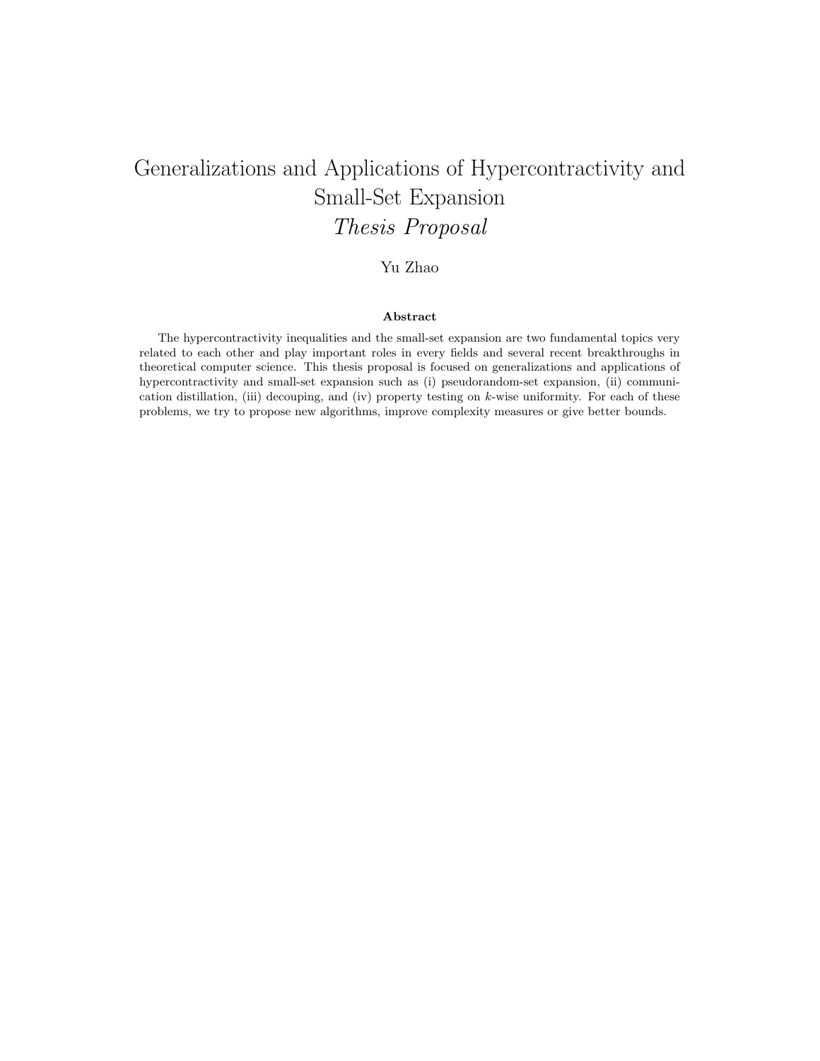# Generalizations and Applications of Hypercontractivity and Small-Set Expansion

## *Thesis Proposal*

Yu Zhao

### Abstract

The hypercontractivity inequalities and the small-set expansion are two fundamental topics very related to each other and play important roles in every fields and several recent breakthroughs in theoretical computer science. This thesis proposal is focused on generalizations and applications of hypercontractivity and small-set expansion such as (i) pseudorandom-set expansion, (ii) communication distillation, (iii) decouping, and (iv) property testing on $k$-wise uniformity. For each of these problems, we try to propose new algorithms, improve complexity measures or give better bounds.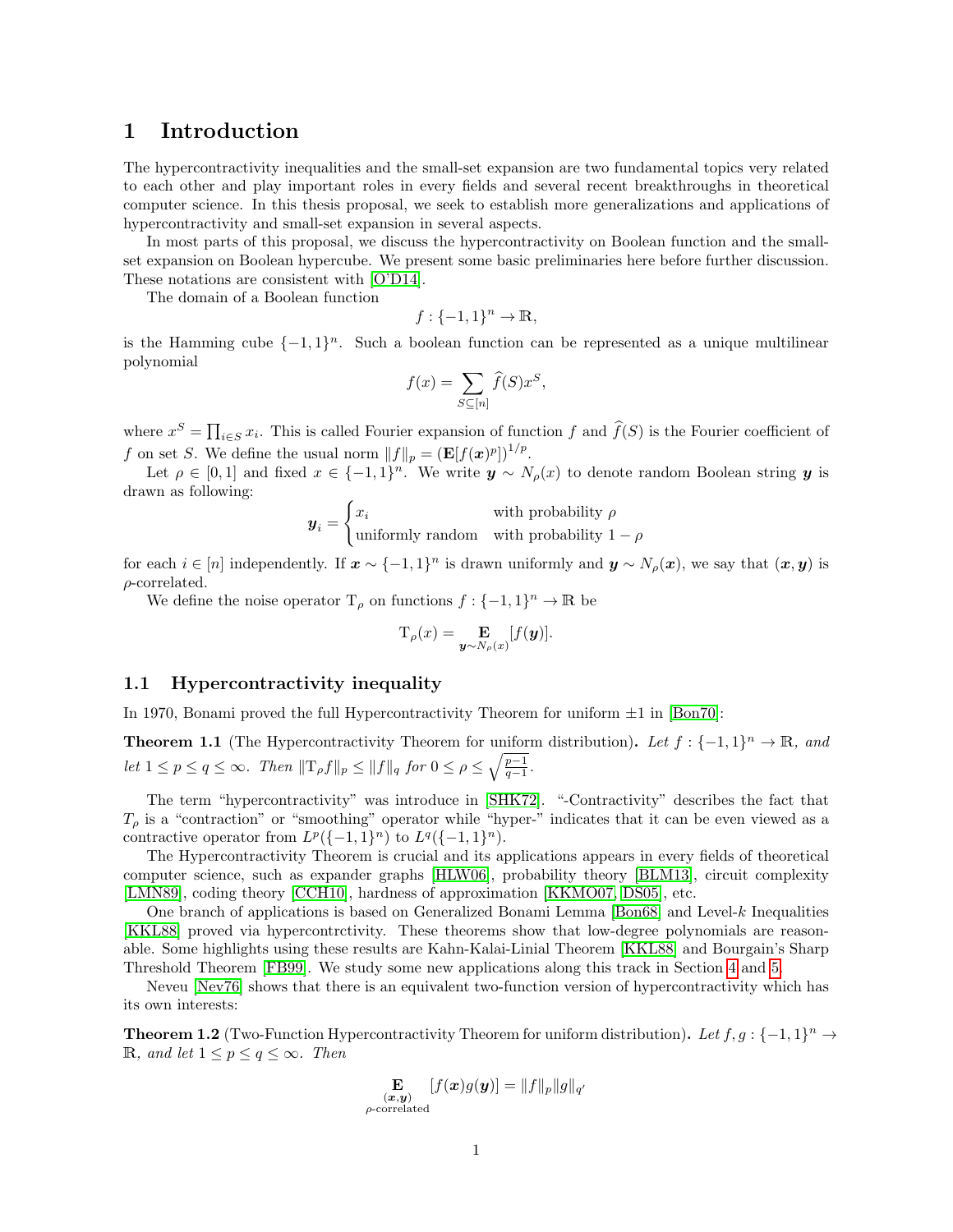# 1 Introduction

The hypercontractivity inequalities and the small-set expansion are two fundamental topics very related to each other and play important roles in every fields and several recent breakthroughs in theoretical computer science. In this thesis proposal, we seek to establish more generalizations and applications of hypercontractivity and small-set expansion in several aspects.

In most parts of this proposal, we discuss the hypercontractivity on Boolean function and the small-set expansion on Boolean hypercube. We present some basic preliminaries here before further discussion. These notations are consistent with [O'D14].

The domain of a Boolean function

$$f : \{-1,1\}^n \to \mathbb{R},$$

is the Hamming cube $\{-1,1\}^n$. Such a boolean function can be represented as a unique multilinear polynomial

$$f(x) = \sum_{S \subseteq [n]} \widehat{f}(S) x^S,$$

where $x^S = \prod_{i \in S} x_i$. This is called Fourier expansion of function $f$ and $\widehat{f}(S)$ is the Fourier coefficient of $f$ on set $S$. We define the usual norm $\|f\|_p = (\mathbf{E}[f(\boldsymbol{x})^p])^{1/p}$.

Let $\rho \in [0,1]$ and fixed $x \in \{-1,1\}^n$. We write $\boldsymbol{y} \sim N_\rho(x)$ to denote random Boolean string $\boldsymbol{y}$ is drawn as following:

$$\boldsymbol{y}_i = \begin{cases} x_i & \text{with probability } \rho \\ \text{uniformly random} & \text{with probability } 1-\rho \end{cases}$$

for each $i \in [n]$ independently. If $\boldsymbol{x} \sim \{-1,1\}^n$ is drawn uniformly and $\boldsymbol{y} \sim N_\rho(\boldsymbol{x})$, we say that $(\boldsymbol{x}, \boldsymbol{y})$ is $\rho$-correlated.

We define the noise operator $\mathrm{T}_\rho$ on functions $f : \{-1,1\}^n \to \mathbb{R}$ be

$$\mathrm{T}_\rho(x) = \mathop{\mathbf{E}}_{\boldsymbol{y} \sim N_\rho(x)}[f(\boldsymbol{y})].$$

## 1.1 Hypercontractivity inequality

In 1970, Bonami proved the full Hypercontractivity Theorem for uniform $\pm 1$ in [Bon70]:

**Theorem 1.1** (The Hypercontractivity Theorem for uniform distribution)**.** *Let $f : \{-1,1\}^n \to \mathbb{R}$, and let $1 \le p \le q \le \infty$. Then $\|\mathrm{T}_\rho f\|_p \le \|f\|_q$ for $0 \le \rho \le \sqrt{\frac{p-1}{q-1}}$.*

The term "hypercontractivity" was introduce in [SHK72]. "-Contractivity" describes the fact that $T_\rho$ is a "contraction" or "smoothing" operator while "hyper-" indicates that it can be even viewed as a contractive operator from $L^p(\{-1,1\}^n)$ to $L^q(\{-1,1\}^n)$.

The Hypercontractivity Theorem is crucial and its applications appears in every fields of theoretical computer science, such as expander graphs [HLW06], probability theory [BLM13], circuit complexity [LMN89], coding theory [CCH10], hardness of approximation [KKMO07, DS05], etc.

One branch of applications is based on Generalized Bonami Lemma [Bon68] and Level-$k$ Inequalities [KKL88] proved via hypercontrctivity. These theorems show that low-degree polynomials are reasonable. Some highlights using these results are Kahn-Kalai-Linial Theorem [KKL88] and Bourgain's Sharp Threshold Theorem [FB99]. We study some new applications along this track in Section 4 and 5.

Neveu [Nev76] shows that there is an equivalent two-function version of hypercontractivity which has its own interests:

**Theorem 1.2** (Two-Function Hypercontractivity Theorem for uniform distribution)**.** *Let $f, g : \{-1,1\}^n \to \mathbb{R}$, and let $1 \le p \le q \le \infty$. Then*

$$\mathop{\mathbf{E}}_{\substack{(\boldsymbol{x},\boldsymbol{y}) \\ \rho\text{-correlated}}}[f(\boldsymbol{x})g(\boldsymbol{y})] = \|f\|_p \|g\|_{q'}$$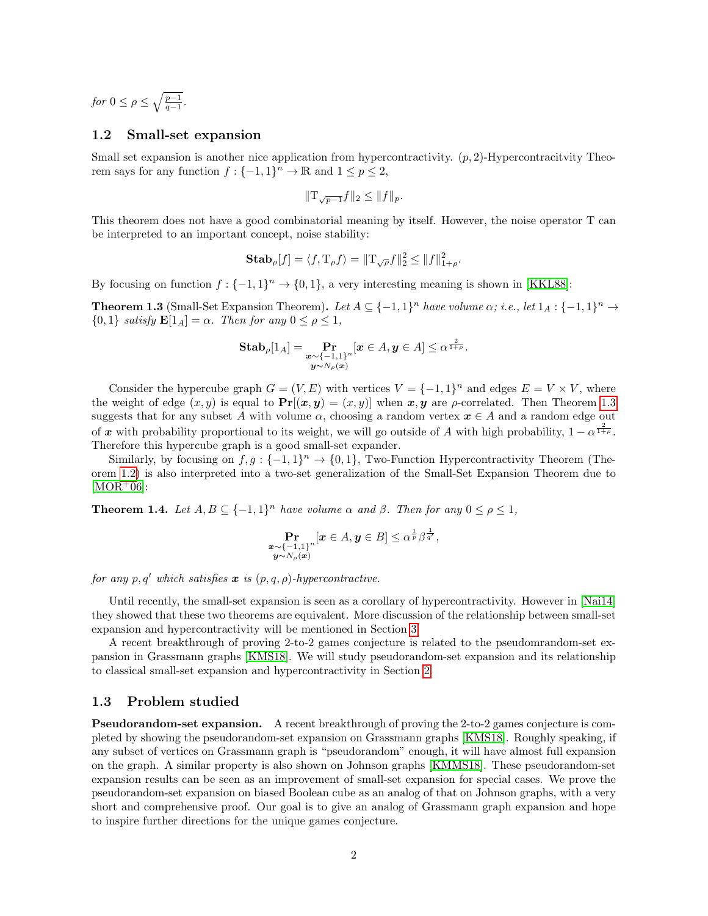*for* $0 \leq \rho \leq \sqrt{\frac{p-1}{q-1}}$.

## 1.2 Small-set expansion

Small set expansion is another nice application from hypercontractivity. $(p,2)$-Hypercontracitvity Theorem says for any function $f : \{-1,1\}^n \to \mathbb{R}$ and $1 \leq p \leq 2$,

$$\|\mathrm{T}_{\sqrt{p-1}} f\|_2 \leq \|f\|_p.$$

This theorem does not have a good combinatorial meaning by itself. However, the noise operator T can be interpreted to an important concept, noise stability:

$$\mathbf{Stab}_\rho[f] = \langle f, \mathrm{T}_\rho f \rangle = \|\mathrm{T}_{\sqrt{\rho}} f\|_2^2 \leq \|f\|_{1+\rho}^2.$$

By focusing on function $f : \{-1,1\}^n \to \{0,1\}$, a very interesting meaning is shown in [KKL88]:

**Theorem 1.3** (Small-Set Expansion Theorem)**.** *Let $A \subseteq \{-1,1\}^n$ have volume $\alpha$; i.e., let $1_A : \{-1,1\}^n \to \{0,1\}$ satisfy $\mathbf{E}[1_A] = \alpha$. Then for any $0 \leq \rho \leq 1$,*

$$\mathbf{Stab}_\rho[1_A] = \Pr_{\substack{\boldsymbol{x} \sim \{-1,1\}^n \\ \boldsymbol{y} \sim N_\rho(\boldsymbol{x})}}[\boldsymbol{x} \in A, \boldsymbol{y} \in A] \leq \alpha^{\frac{2}{1+\rho}}.$$

Consider the hypercube graph $G = (V, E)$ with vertices $V = \{-1,1\}^n$ and edges $E = V \times V$, where the weight of edge $(x, y)$ is equal to $\Pr[(\boldsymbol{x}, \boldsymbol{y}) = (x, y)]$ when $\boldsymbol{x}, \boldsymbol{y}$ are $\rho$-correlated. Then Theorem 1.3 suggests that for any subset $A$ with volume $\alpha$, choosing a random vertex $\boldsymbol{x} \in A$ and a random edge out of $\boldsymbol{x}$ with probability proportional to its weight, we will go outside of $A$ with high probability, $1 - \alpha^{\frac{2}{1+\rho}}$. Therefore this hypercube graph is a good small-set expander.

Similarly, by focusing on $f, g : \{-1,1\}^n \to \{0,1\}$, Two-Function Hypercontractivity Theorem (Theorem 1.2) is also interpreted into a two-set generalization of the Small-Set Expansion Theorem due to [MOR⁺06]:

**Theorem 1.4.** *Let $A, B \subseteq \{-1,1\}^n$ have volume $\alpha$ and $\beta$. Then for any $0 \leq \rho \leq 1$,*

$$\Pr_{\substack{\boldsymbol{x} \sim \{-1,1\}^n \\ \boldsymbol{y} \sim N_\rho(\boldsymbol{x})}}[\boldsymbol{x} \in A, \boldsymbol{y} \in B] \leq \alpha^{\frac{1}{p}} \beta^{\frac{1}{q'}},$$

*for any $p, q'$ which satisfies $\boldsymbol{x}$ is $(p,q,\rho)$-hypercontractive.*

Until recently, the small-set expansion is seen as a corollary of hypercontractivity. However in [Nai14] they showed that these two theorems are equivalent. More discussion of the relationship between small-set expansion and hypercontractivity will be mentioned in Section 3.

A recent breakthrough of proving 2-to-2 games conjecture is related to the pseudomrandom-set expansion in Grassmann graphs [KMS18]. We will study pseudorandom-set expansion and its relationship to classical small-set expansion and hypercontractivity in Section 2.

## 1.3 Problem studied

**Pseudorandom-set expansion.** A recent breakthrough of proving the 2-to-2 games conjecture is completed by showing the pseudorandom-set expansion on Grassmann graphs [KMS18]. Roughly speaking, if any subset of vertices on Grassmann graph is "pseudorandom" enough, it will have almost full expansion on the graph. A similar property is also shown on Johnson graphs [KMMS18]. These pseudorandom-set expansion results can be seen as an improvement of small-set expansion for special cases. We prove the pseudorandom-set expansion on biased Boolean cube as an analog of that on Johnson graphs, with a very short and comprehensive proof. Our goal is to give an analog of Grassmann graph expansion and hope to inspire further directions for the unique games conjecture.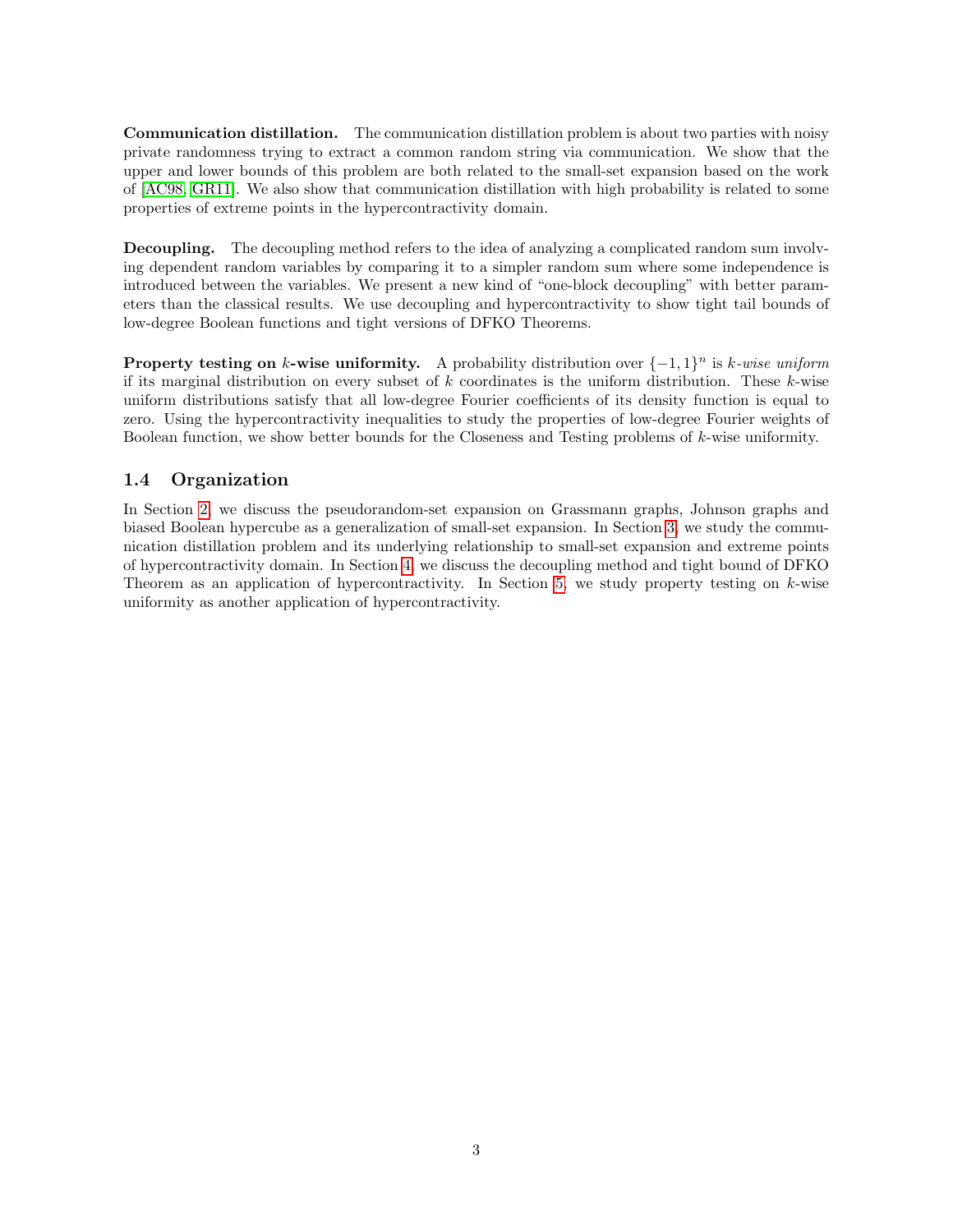**Communication distillation.** The communication distillation problem is about two parties with noisy private randomness trying to extract a common random string via communication. We show that the upper and lower bounds of this problem are both related to the small-set expansion based on the work of [AC98, GR11]. We also show that communication distillation with high probability is related to some properties of extreme points in the hypercontractivity domain.

**Decoupling.** The decoupling method refers to the idea of analyzing a complicated random sum involving dependent random variables by comparing it to a simpler random sum where some independence is introduced between the variables. We present a new kind of "one-block decoupling" with better parameters than the classical results. We use decoupling and hypercontractivity to show tight tail bounds of low-degree Boolean functions and tight versions of DFKO Theorems.

**Property testing on $k$-wise uniformity.** A probability distribution over $\{-1, 1\}^n$ is *$k$-wise uniform* if its marginal distribution on every subset of $k$ coordinates is the uniform distribution. These $k$-wise uniform distributions satisfy that all low-degree Fourier coefficients of its density function is equal to zero. Using the hypercontractivity inequalities to study the properties of low-degree Fourier weights of Boolean function, we show better bounds for the Closeness and Testing problems of $k$-wise uniformity.

### 1.4 Organization

In Section 2, we discuss the pseudorandom-set expansion on Grassmann graphs, Johnson graphs and biased Boolean hypercube as a generalization of small-set expansion. In Section 3, we study the communication distillation problem and its underlying relationship to small-set expansion and extreme points of hypercontractivity domain. In Section 4, we discuss the decoupling method and tight bound of DFKO Theorem as an application of hypercontractivity. In Section 5, we study property testing on $k$-wise uniformity as another application of hypercontractivity.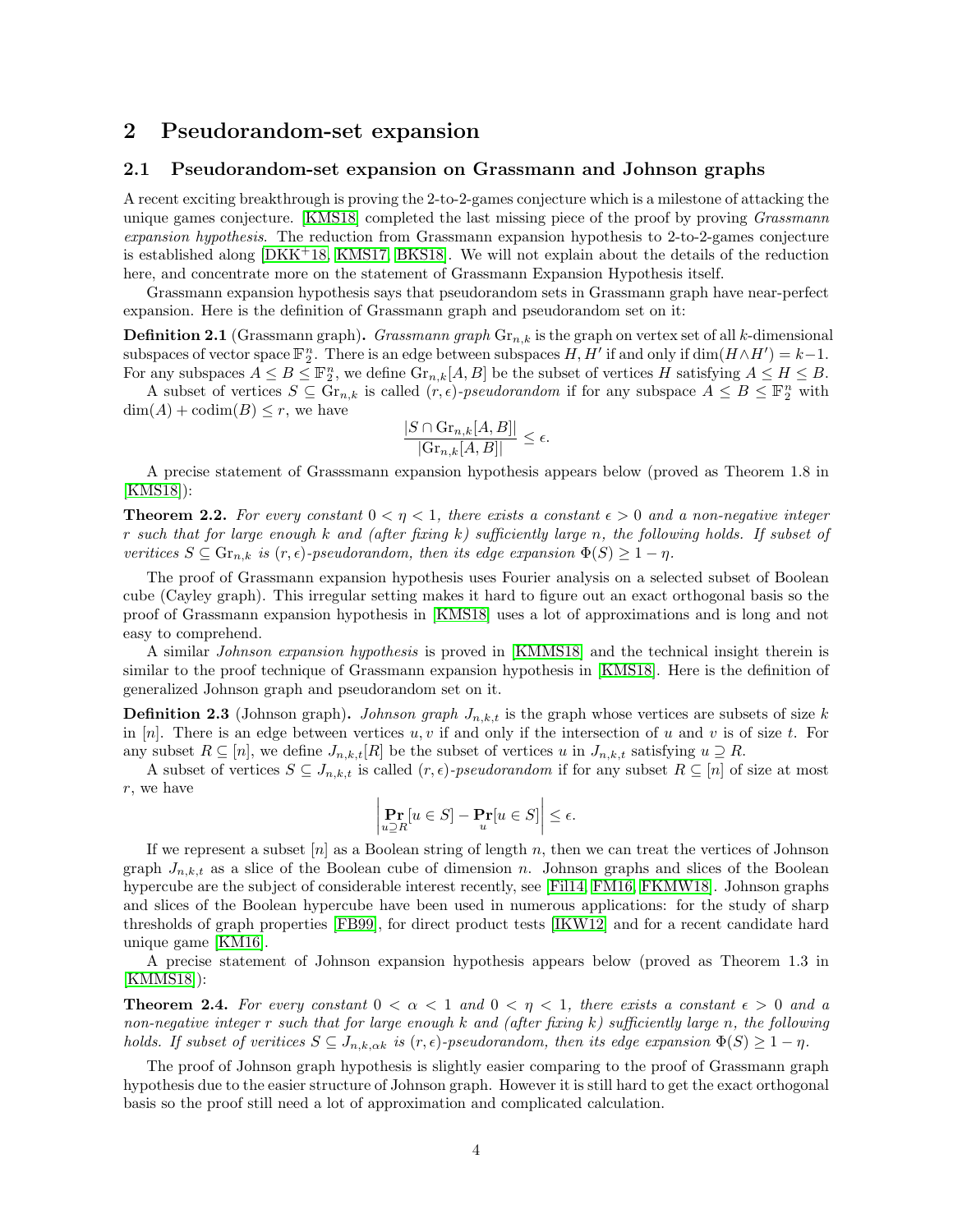## 2 Pseudorandom-set expansion

### 2.1 Pseudorandom-set expansion on Grassmann and Johnson graphs

A recent exciting breakthrough is proving the 2-to-2-games conjecture which is a milestone of attacking the unique games conjecture. [KMS18] completed the last missing piece of the proof by proving *Grassmann expansion hypothesis*. The reduction from Grassmann expansion hypothesis to 2-to-2-games conjecture is established along [DKK+18, KMS17, BKS18]. We will not explain about the details of the reduction here, and concentrate more on the statement of Grassmann Expansion Hypothesis itself.

Grassmann expansion hypothesis says that pseudorandom sets in Grassmann graph have near-perfect expansion. Here is the definition of Grassmann graph and pseudorandom set on it:

**Definition 2.1** (Grassmann graph)**.** *Grassmann graph* $\mathrm{Gr}_{n,k}$ is the graph on vertex set of all $k$-dimensional subspaces of vector space $\mathbb{F}_2^n$. There is an edge between subspaces $H, H'$ if and only if $\dim(H \wedge H') = k-1$. For any subspaces $A \leq B \leq \mathbb{F}_2^n$, we define $\mathrm{Gr}_{n,k}[A, B]$ be the subset of vertices $H$ satisfying $A \leq H \leq B$.

A subset of vertices $S \subseteq \mathrm{Gr}_{n,k}$ is called $(r, \epsilon)$*-pseudorandom* if for any subspace $A \leq B \leq \mathbb{F}_2^n$ with $\dim(A) + \mathrm{codim}(B) \leq r$, we have

$$\frac{|S \cap \mathrm{Gr}_{n,k}[A, B]|}{|\mathrm{Gr}_{n,k}[A, B]|} \leq \epsilon.$$

A precise statement of Grasssmann expansion hypothesis appears below (proved as Theorem 1.8 in [KMS18]):

**Theorem 2.2.** *For every constant $0 < \eta < 1$, there exists a constant $\epsilon > 0$ and a non-negative integer $r$ such that for large enough $k$ and (after fixing $k$) sufficiently large $n$, the following holds. If subset of veritices $S \subseteq \mathrm{Gr}_{n,k}$ is $(r, \epsilon)$-pseudorandom, then its edge expansion $\Phi(S) \geq 1 - \eta$.*

The proof of Grassmann expansion hypothesis uses Fourier analysis on a selected subset of Boolean cube (Cayley graph). This irregular setting makes it hard to figure out an exact orthogonal basis so the proof of Grassmann expansion hypothesis in [KMS18] uses a lot of approximations and is long and not easy to comprehend.

A similar *Johnson expansion hypothesis* is proved in [KMMS18] and the technical insight therein is similar to the proof technique of Grassmann expansion hypothesis in [KMS18]. Here is the definition of generalized Johnson graph and pseudorandom set on it.

**Definition 2.3** (Johnson graph)**.** *Johnson graph* $J_{n,k,t}$ is the graph whose vertices are subsets of size $k$ in $[n]$. There is an edge between vertices $u, v$ if and only if the intersection of $u$ and $v$ is of size $t$. For any subset $R \subseteq [n]$, we define $J_{n,k,t}[R]$ be the subset of vertices $u$ in $J_{n,k,t}$ satisfying $u \supseteq R$.

A subset of vertices $S \subseteq J_{n,k,t}$ is called $(r, \epsilon)$*-pseudorandom* if for any subset $R \subseteq [n]$ of size at most $r$, we have

$$\left| \mathop{\mathbf{Pr}}_{u \supseteq R}[u \in S] - \mathop{\mathbf{Pr}}_{u}[u \in S] \right| \leq \epsilon.$$

If we represent a subset $[n]$ as a Boolean string of length $n$, then we can treat the vertices of Johnson graph $J_{n,k,t}$ as a slice of the Boolean cube of dimension $n$. Johnson graphs and slices of the Boolean hypercube are the subject of considerable interest recently, see [Fil14, FM16, FKMW18]. Johnson graphs and slices of the Boolean hypercube have been used in numerous applications: for the study of sharp thresholds of graph properties [FB99], for direct product tests [IKW12] and for a recent candidate hard unique game [KM16].

A precise statement of Johnson expansion hypothesis appears below (proved as Theorem 1.3 in [KMMS18]):

**Theorem 2.4.** *For every constant $0 < \alpha < 1$ and $0 < \eta < 1$, there exists a constant $\epsilon > 0$ and a non-negative integer $r$ such that for large enough $k$ and (after fixing $k$) sufficiently large $n$, the following holds. If subset of veritices $S \subseteq J_{n,k,\alpha k}$ is $(r, \epsilon)$-pseudorandom, then its edge expansion $\Phi(S) \geq 1 - \eta$.*

The proof of Johnson graph hypothesis is slightly easier comparing to the proof of Grassmann graph hypothesis due to the easier structure of Johnson graph. However it is still hard to get the exact orthogonal basis so the proof still need a lot of approximation and complicated calculation.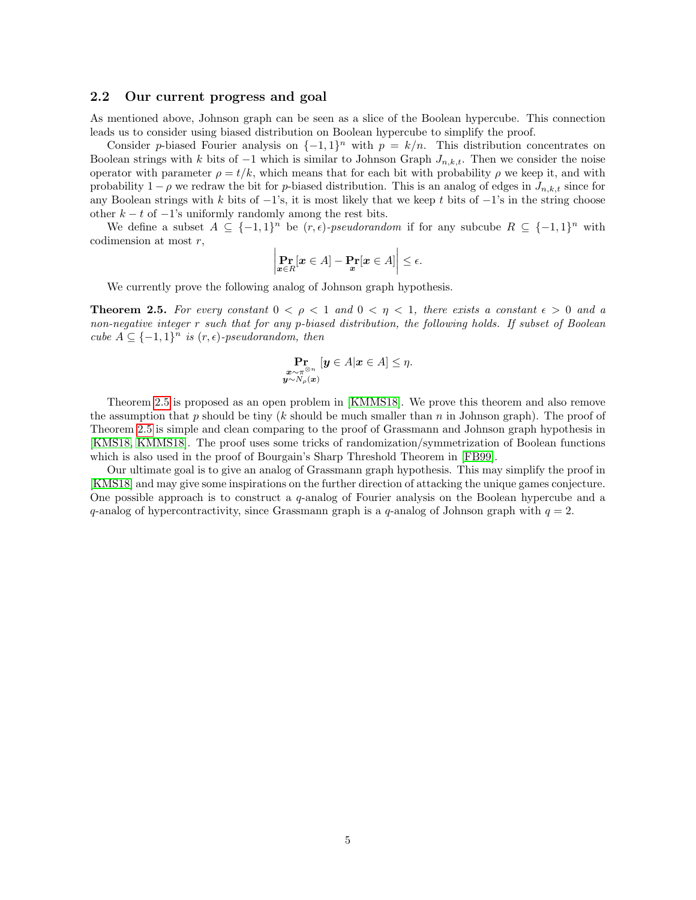## 2.2 Our current progress and goal

As mentioned above, Johnson graph can be seen as a slice of the Boolean hypercube. This connection leads us to consider using biased distribution on Boolean hypercube to simplify the proof.

Consider $p$-biased Fourier analysis on $\{-1, 1\}^n$ with $p = k/n$. This distribution concentrates on Boolean strings with $k$ bits of $-1$ which is similar to Johnson Graph $J_{n,k,t}$. Then we consider the noise operator with parameter $\rho = t/k$, which means that for each bit with probability $\rho$ we keep it, and with probability $1 - \rho$ we redraw the bit for $p$-biased distribution. This is an analog of edges in $J_{n,k,t}$ since for any Boolean strings with $k$ bits of $-1$'s, it is most likely that we keep $t$ bits of $-1$'s in the string choose other $k - t$ of $-1$'s uniformly randomly among the rest bits.

We define a subset $A \subseteq \{-1, 1\}^n$ be $(r, \epsilon)$-*pseudorandom* if for any subcube $R \subseteq \{-1, 1\}^n$ with codimension at most $r$,

$$\left| \Pr_{\boldsymbol{x} \in R}[\boldsymbol{x} \in A] - \Pr_{\boldsymbol{x}}[\boldsymbol{x} \in A] \right| \leq \epsilon.$$

We currently prove the following analog of Johnson graph hypothesis.

**Theorem 2.5.** *For every constant $0 < \rho < 1$ and $0 < \eta < 1$, there exists a constant $\epsilon > 0$ and a non-negative integer $r$ such that for any $p$-biased distribution, the following holds. If subset of Boolean cube $A \subseteq \{-1, 1\}^n$ is $(r, \epsilon)$-pseudorandom, then*

$$\Pr_{\substack{\boldsymbol{x} \sim \pi^{\otimes n} \\ \boldsymbol{y} \sim N_\rho(\boldsymbol{x})}} [\boldsymbol{y} \in A | \boldsymbol{x} \in A] \leq \eta.$$

Theorem 2.5 is proposed as an open problem in [KMMS18]. We prove this theorem and also remove the assumption that $p$ should be tiny ($k$ should be much smaller than $n$ in Johnson graph). The proof of Theorem 2.5 is simple and clean comparing to the proof of Grassmann and Johnson graph hypothesis in [KMS18, KMMS18]. The proof uses some tricks of randomization/symmetrization of Boolean functions which is also used in the proof of Bourgain's Sharp Threshold Theorem in [FB99].

Our ultimate goal is to give an analog of Grassmann graph hypothesis. This may simplify the proof in [KMS18] and may give some inspirations on the further direction of attacking the unique games conjecture. One possible approach is to construct a $q$-analog of Fourier analysis on the Boolean hypercube and a $q$-analog of hypercontractivity, since Grassmann graph is a $q$-analog of Johnson graph with $q = 2$.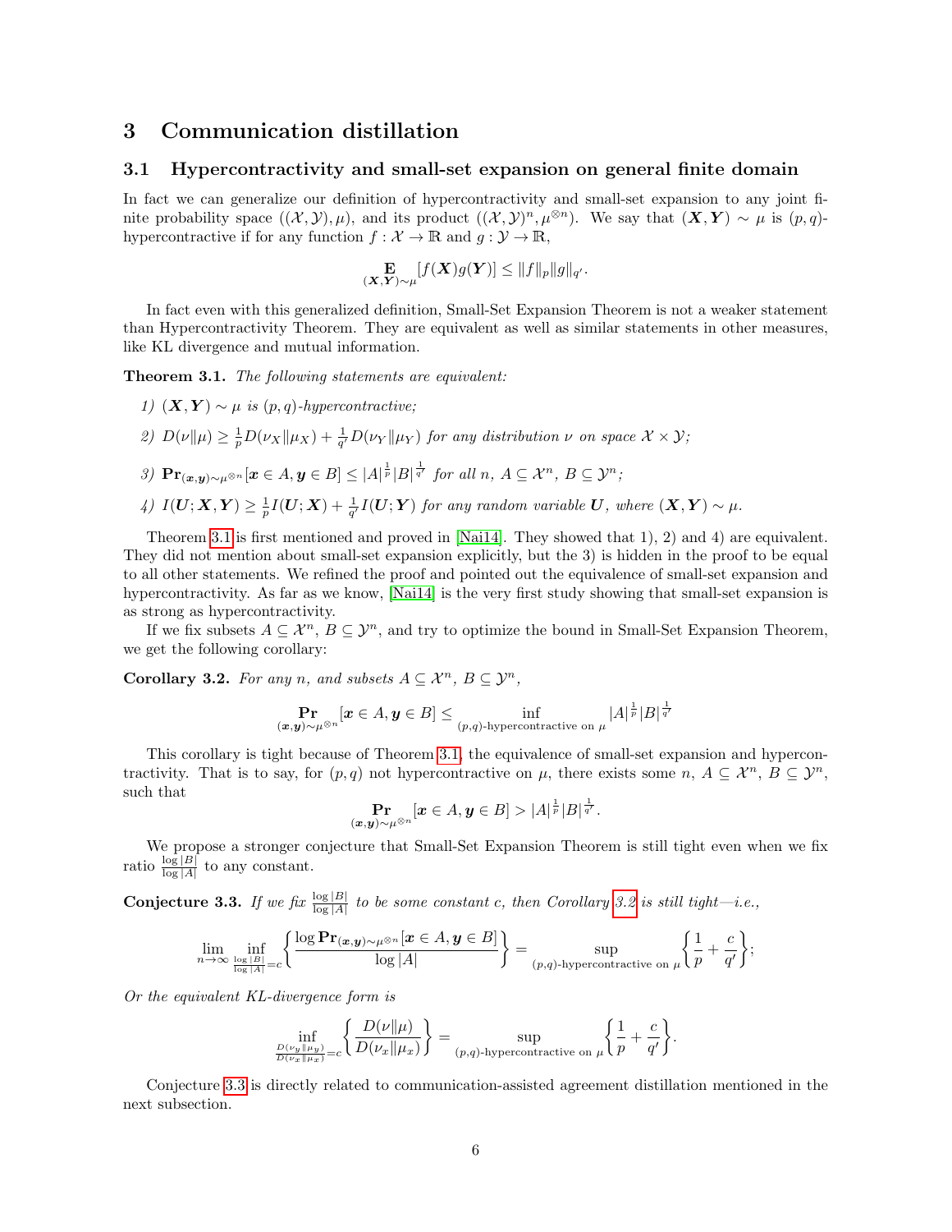## 3 Communication distillation

### 3.1 Hypercontractivity and small-set expansion on general finite domain

In fact we can generalize our definition of hypercontractivity and small-set expansion to any joint finite probability space $((\mathcal{X}, \mathcal{Y}), \mu)$, and its product $((\mathcal{X}, \mathcal{Y})^n, \mu^{\otimes n})$. We say that $(\boldsymbol{X}, \boldsymbol{Y}) \sim \mu$ is $(p, q)$-hypercontractive if for any function $f : \mathcal{X} \to \mathbb{R}$ and $g : \mathcal{Y} \to \mathbb{R}$,

$$\mathop{\mathbf{E}}_{(\boldsymbol{X},\boldsymbol{Y})\sim\mu}[f(\boldsymbol{X})g(\boldsymbol{Y})] \leq \|f\|_p \|g\|_{q'}.$$

In fact even with this generalized definition, Small-Set Expansion Theorem is not a weaker statement than Hypercontractivity Theorem. They are equivalent as well as similar statements in other measures, like KL divergence and mutual information.

**Theorem 3.1.** *The following statements are equivalent:*

*1) $(\boldsymbol{X}, \boldsymbol{Y}) \sim \mu$ is $(p, q)$-hypercontractive;*

*2) $D(\nu\|\mu) \geq \frac{1}{p} D(\nu_X\|\mu_X) + \frac{1}{q'} D(\nu_Y\|\mu_Y)$ for any distribution $\nu$ on space $\mathcal{X} \times \mathcal{Y}$;*

*3) $\mathbf{Pr}_{(\boldsymbol{x},\boldsymbol{y})\sim\mu^{\otimes n}}[\boldsymbol{x} \in A, \boldsymbol{y} \in B] \leq |A|^{\frac{1}{p}}|B|^{\frac{1}{q'}}$ for all $n$, $A \subseteq \mathcal{X}^n$, $B \subseteq \mathcal{Y}^n$;*

*4) $I(\boldsymbol{U}; \boldsymbol{X}, \boldsymbol{Y}) \geq \frac{1}{p} I(\boldsymbol{U}; \boldsymbol{X}) + \frac{1}{q'} I(\boldsymbol{U}; \boldsymbol{Y})$ for any random variable $\boldsymbol{U}$, where $(\boldsymbol{X}, \boldsymbol{Y}) \sim \mu$.*

Theorem 3.1 is first mentioned and proved in [Nai14]. They showed that 1), 2) and 4) are equivalent. They did not mention about small-set expansion explicitly, but the 3) is hidden in the proof to be equal to all other statements. We refined the proof and pointed out the equivalence of small-set expansion and hypercontractivity. As far as we know, [Nai14] is the very first study showing that small-set expansion is as strong as hypercontractivity.

If we fix subsets $A \subseteq \mathcal{X}^n$, $B \subseteq \mathcal{Y}^n$, and try to optimize the bound in Small-Set Expansion Theorem, we get the following corollary:

**Corollary 3.2.** *For any $n$, and subsets $A \subseteq \mathcal{X}^n$, $B \subseteq \mathcal{Y}^n$,*

$$\mathop{\mathbf{Pr}}_{(\boldsymbol{x},\boldsymbol{y})\sim\mu^{\otimes n}}[\boldsymbol{x} \in A, \boldsymbol{y} \in B] \leq \inf_{(p,q)\text{-hypercontractive on } \mu} |A|^{\frac{1}{p}}|B|^{\frac{1}{q'}}$$

This corollary is tight because of Theorem 3.1, the equivalence of small-set expansion and hypercontractivity. That is to say, for $(p, q)$ not hypercontractive on $\mu$, there exists some $n$, $A \subseteq \mathcal{X}^n$, $B \subseteq \mathcal{Y}^n$, such that

$$\mathop{\mathbf{Pr}}_{(\boldsymbol{x},\boldsymbol{y})\sim\mu^{\otimes n}}[\boldsymbol{x} \in A, \boldsymbol{y} \in B] > |A|^{\frac{1}{p}}|B|^{\frac{1}{q'}}.$$

We propose a stronger conjecture that Small-Set Expansion Theorem is still tight even when we fix ratio $\frac{\log|B|}{\log|A|}$ to any constant.

**Conjecture 3.3.** *If we fix $\frac{\log|B|}{\log|A|}$ to be some constant $c$, then Corollary 3.2 is still tight—i.e.,*

$$\lim_{n\to\infty} \inf_{\frac{\log|B|}{\log|A|}=c} \left\{ \frac{\log \mathbf{Pr}_{(\boldsymbol{x},\boldsymbol{y})\sim\mu^{\otimes n}}[\boldsymbol{x} \in A, \boldsymbol{y} \in B]}{\log|A|} \right\} = \sup_{(p,q)\text{-hypercontractive on } \mu} \left\{ \frac{1}{p} + \frac{c}{q'} \right\};$$

*Or the equivalent KL-divergence form is*

$$\inf_{\frac{D(\nu_y\|\mu_y)}{D(\nu_x\|\mu_x)}=c} \left\{ \frac{D(\nu\|\mu)}{D(\nu_x\|\mu_x)} \right\} = \sup_{(p,q)\text{-hypercontractive on } \mu} \left\{ \frac{1}{p} + \frac{c}{q'} \right\}.$$

Conjecture 3.3 is directly related to communication-assisted agreement distillation mentioned in the next subsection.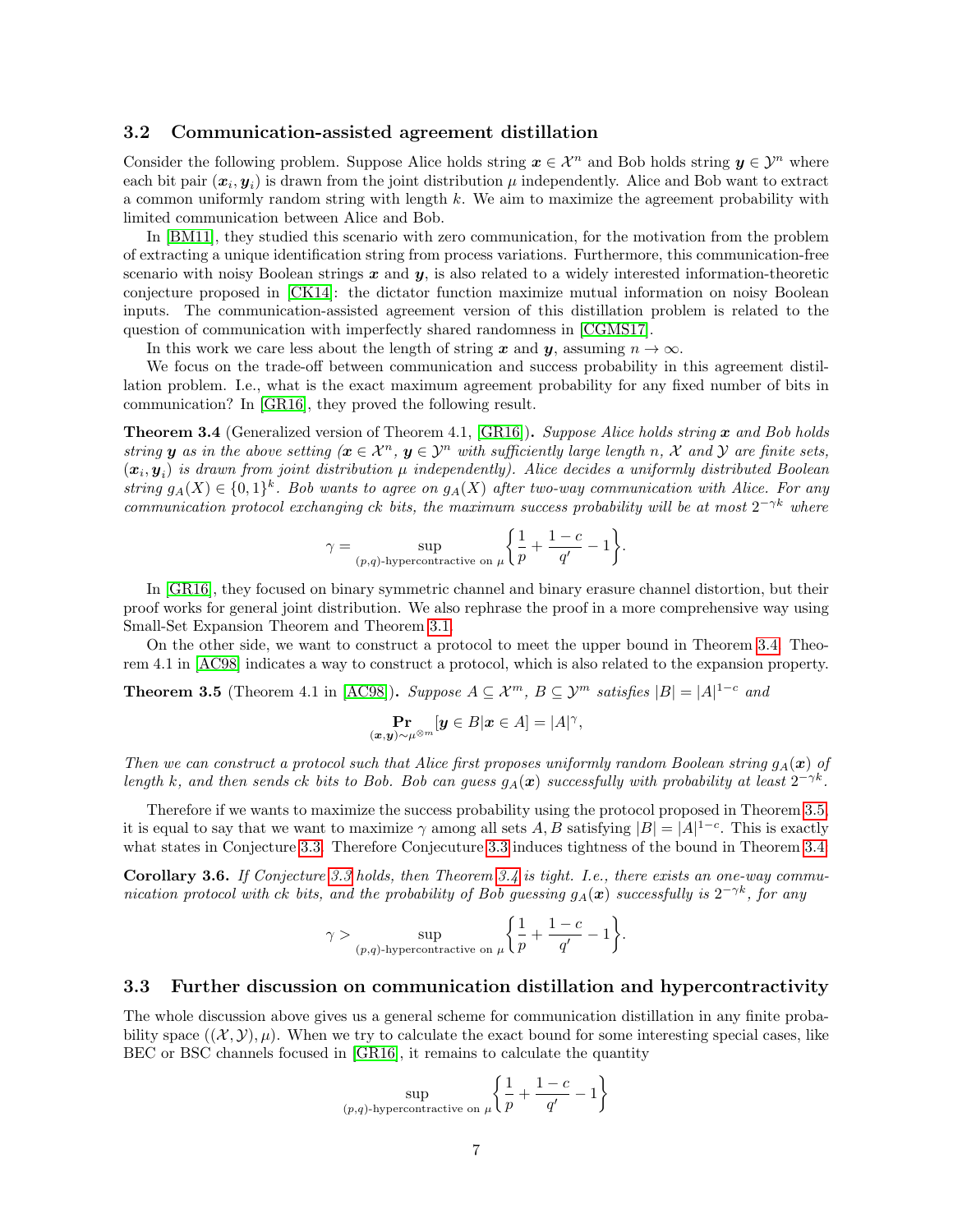### 3.2 Communication-assisted agreement distillation

Consider the following problem. Suppose Alice holds string $\boldsymbol{x} \in \mathcal{X}^n$ and Bob holds string $\boldsymbol{y} \in \mathcal{Y}^n$ where each bit pair $(\boldsymbol{x}_i, \boldsymbol{y}_i)$ is drawn from the joint distribution $\mu$ independently. Alice and Bob want to extract a common uniformly random string with length $k$. We aim to maximize the agreement probability with limited communication between Alice and Bob.

In [BM11], they studied this scenario with zero communication, for the motivation from the problem of extracting a unique identification string from process variations. Furthermore, this communication-free scenario with noisy Boolean strings $\boldsymbol{x}$ and $\boldsymbol{y}$, is also related to a widely interested information-theoretic conjecture proposed in [CK14]: the dictator function maximize mutual information on noisy Boolean inputs. The communication-assisted agreement version of this distillation problem is related to the question of communication with imperfectly shared randomness in [CGMS17].

In this work we care less about the length of string $\boldsymbol{x}$ and $\boldsymbol{y}$, assuming $n \to \infty$.

We focus on the trade-off between communication and success probability in this agreement distillation problem. I.e., what is the exact maximum agreement probability for any fixed number of bits in communication? In [GR16], they proved the following result.

**Theorem 3.4** (Generalized version of Theorem 4.1, [GR16])**.** *Suppose Alice holds string $\boldsymbol{x}$ and Bob holds string $\boldsymbol{y}$ as in the above setting ($\boldsymbol{x} \in \mathcal{X}^n$, $\boldsymbol{y} \in \mathcal{Y}^n$ with sufficiently large length $n$, $\mathcal{X}$ and $\mathcal{Y}$ are finite sets, $(\boldsymbol{x}_i, \boldsymbol{y}_i)$ is drawn from joint distribution $\mu$ independently). Alice decides a uniformly distributed Boolean string $g_A(X) \in \{0,1\}^k$. Bob wants to agree on $g_A(X)$ after two-way communication with Alice. For any communication protocol exchanging $ck$ bits, the maximum success probability will be at most $2^{-\gamma k}$ where*

$$\gamma = \sup_{(p,q)\text{-hypercontractive on } \mu} \left\{ \frac{1}{p} + \frac{1-c}{q'} - 1 \right\}.$$

In [GR16], they focused on binary symmetric channel and binary erasure channel distortion, but their proof works for general joint distribution. We also rephrase the proof in a more comprehensive way using Small-Set Expansion Theorem and Theorem 3.1.

On the other side, we want to construct a protocol to meet the upper bound in Theorem 3.4. Theorem 4.1 in [AC98] indicates a way to construct a protocol, which is also related to the expansion property.

**Theorem 3.5** (Theorem 4.1 in [AC98])**.** *Suppose $A \subseteq \mathcal{X}^m$, $B \subseteq \mathcal{Y}^m$ satisfies $|B| = |A|^{1-c}$ and*

$$\Pr_{(\boldsymbol{x},\boldsymbol{y}) \sim \mu^{\otimes m}}[\boldsymbol{y} \in B | \boldsymbol{x} \in A] = |A|^{\gamma},$$

*Then we can construct a protocol such that Alice first proposes uniformly random Boolean string $g_A(\boldsymbol{x})$ of length $k$, and then sends $ck$ bits to Bob. Bob can guess $g_A(\boldsymbol{x})$ successfully with probability at least $2^{-\gamma k}$.*

Therefore if we wants to maximize the success probability using the protocol proposed in Theorem 3.5, it is equal to say that we want to maximize $\gamma$ among all sets $A, B$ satisfying $|B| = |A|^{1-c}$. This is exactly what states in Conjecture 3.3. Therefore Conjecuture 3.3 induces tightness of the bound in Theorem 3.4.

**Corollary 3.6.** *If Conjecture 3.3 holds, then Theorem 3.4 is tight. I.e., there exists an one-way communication protocol with $ck$ bits, and the probability of Bob guessing $g_A(\boldsymbol{x})$ successfully is $2^{-\gamma k}$, for any*

$$\gamma > \sup_{(p,q)\text{-hypercontractive on } \mu} \left\{ \frac{1}{p} + \frac{1-c}{q'} - 1 \right\}.$$

### 3.3 Further discussion on communication distillation and hypercontractivity

The whole discussion above gives us a general scheme for communication distillation in any finite probability space $((\mathcal{X}, \mathcal{Y}), \mu)$. When we try to calculate the exact bound for some interesting special cases, like BEC or BSC channels focused in [GR16], it remains to calculate the quantity

$$\sup_{(p,q)\text{-hypercontractive on } \mu} \left\{ \frac{1}{p} + \frac{1-c}{q'} - 1 \right\}$$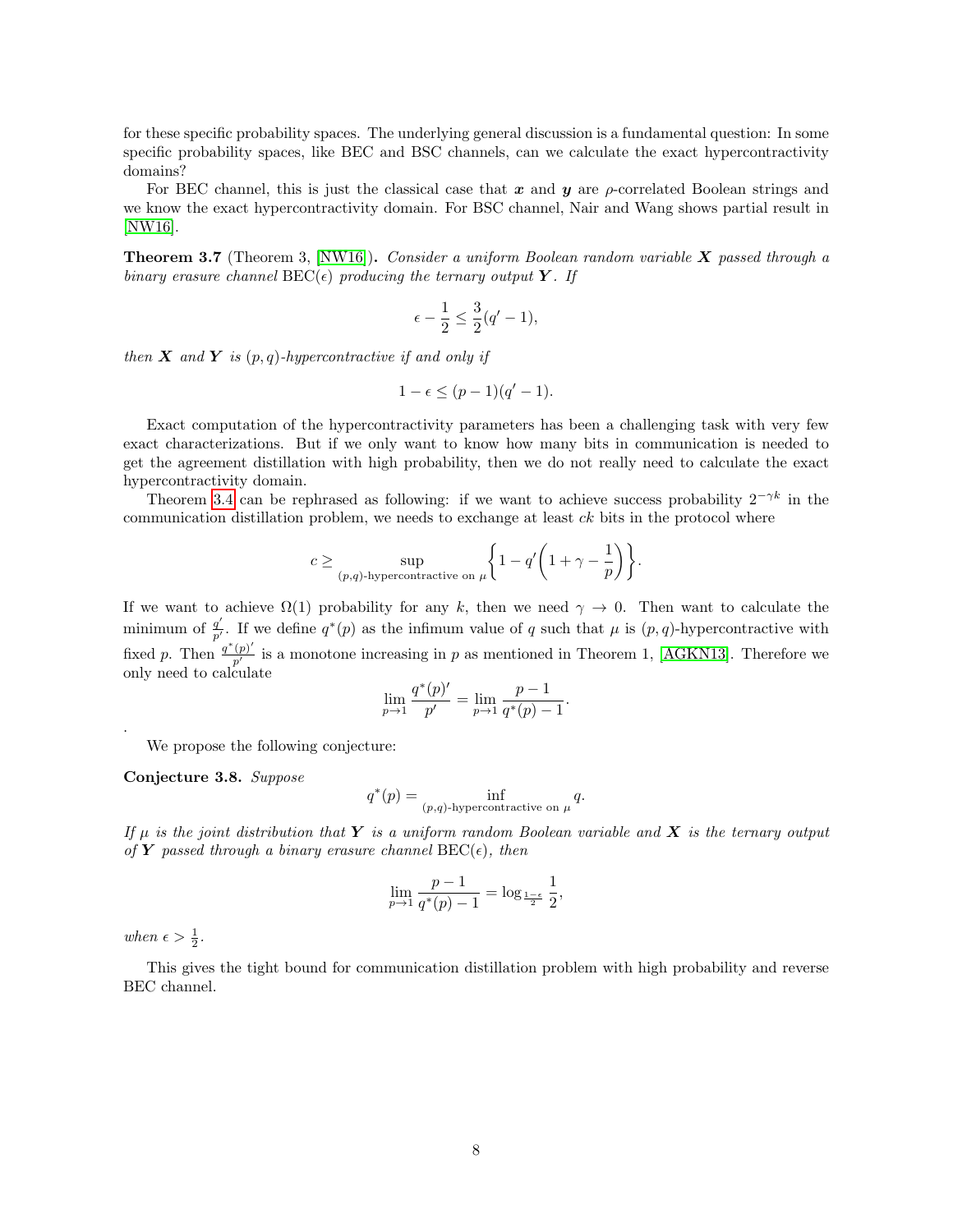for these specific probability spaces. The underlying general discussion is a fundamental question: In some specific probability spaces, like BEC and BSC channels, can we calculate the exact hypercontractivity domains?

For BEC channel, this is just the classical case that $\boldsymbol{x}$ and $\boldsymbol{y}$ are $\rho$-correlated Boolean strings and we know the exact hypercontractivity domain. For BSC channel, Nair and Wang shows partial result in [NW16].

**Theorem 3.7** (Theorem 3, [NW16])**.** *Consider a uniform Boolean random variable $\boldsymbol{X}$ passed through a binary erasure channel* $\mathrm{BEC}(\epsilon)$ *producing the ternary output $\boldsymbol{Y}$. If*

$$\epsilon - \frac{1}{2} \leq \frac{3}{2}(q' - 1),$$

*then $\boldsymbol{X}$ and $\boldsymbol{Y}$ is $(p,q)$-hypercontractive if and only if*

$$1 - \epsilon \leq (p-1)(q'-1).$$

Exact computation of the hypercontractivity parameters has been a challenging task with very few exact characterizations. But if we only want to know how many bits in communication is needed to get the agreement distillation with high probability, then we do not really need to calculate the exact hypercontractivity domain.

Theorem 3.4 can be rephrased as following: if we want to achieve success probability $2^{-\gamma k}$ in the communication distillation problem, we needs to exchange at least $ck$ bits in the protocol where

$$c \geq \sup_{(p,q)\text{-hypercontractive on } \mu} \left\{ 1 - q'\left(1 + \gamma - \frac{1}{p}\right) \right\}.$$

If we want to achieve $\Omega(1)$ probability for any $k$, then we need $\gamma \to 0$. Then want to calculate the minimum of $\frac{q'}{p'}$. If we define $q^*(p)$ as the infimum value of $q$ such that $\mu$ is $(p,q)$-hypercontractive with fixed $p$. Then $\frac{q^*(p)'}{p'}$ is a monotone increasing in $p$ as mentioned in Theorem 1, [AGKN13]. Therefore we only need to calculate

$$\lim_{p \to 1} \frac{q^*(p)'}{p'} = \lim_{p \to 1} \frac{p-1}{q^*(p) - 1}.$$

.

We propose the following conjecture:

**Conjecture 3.8.** *Suppose*

$$q^*(p) = \inf_{(p,q)\text{-hypercontractive on } \mu} q.$$

*If $\mu$ is the joint distribution that $\boldsymbol{Y}$ is a uniform random Boolean variable and $\boldsymbol{X}$ is the ternary output of $\boldsymbol{Y}$ passed through a binary erasure channel* $\mathrm{BEC}(\epsilon)$*, then*

$$\lim_{p \to 1} \frac{p-1}{q^*(p) - 1} = \log_{\frac{1-\epsilon}{2}} \frac{1}{2},$$

*when $\epsilon > \frac{1}{2}$.*

This gives the tight bound for communication distillation problem with high probability and reverse BEC channel.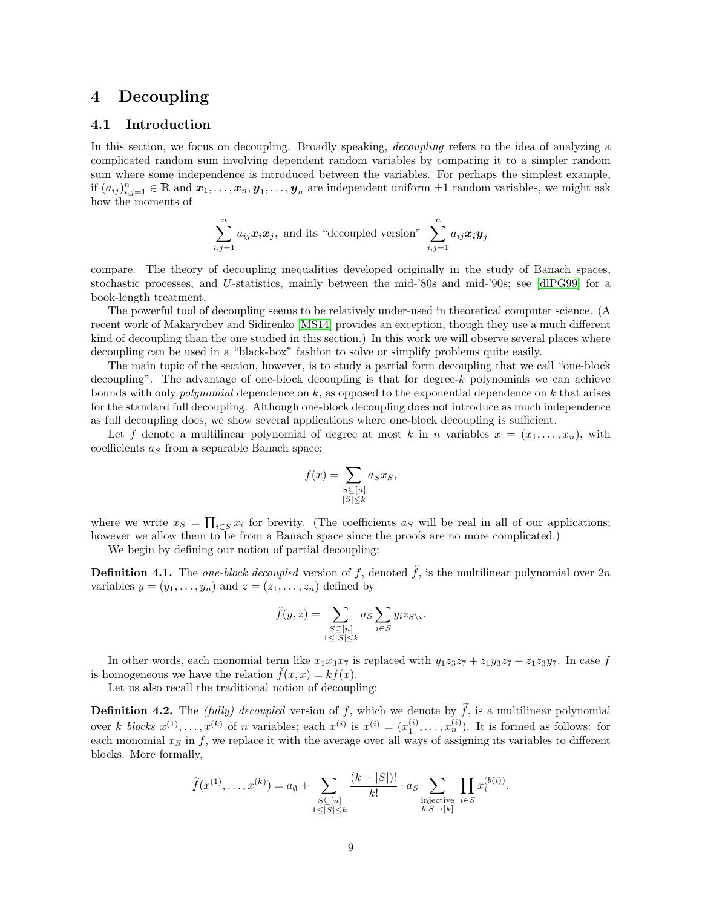# 4 Decoupling

## 4.1 Introduction

In this section, we focus on decoupling. Broadly speaking, *decoupling* refers to the idea of analyzing a complicated random sum involving dependent random variables by comparing it to a simpler random sum where some independence is introduced between the variables. For perhaps the simplest example, if $(a_{ij})_{i,j=1}^n \in \mathbb{R}$ and $\boldsymbol{x}_1, \dots, \boldsymbol{x}_n, \boldsymbol{y}_1, \dots, \boldsymbol{y}_n$ are independent uniform $\pm 1$ random variables, we might ask how the moments of

$$\sum_{i,j=1}^n a_{ij}\boldsymbol{x}_i\boldsymbol{x}_j, \text{ and its "decoupled version" } \sum_{i,j=1}^n a_{ij}\boldsymbol{x}_i\boldsymbol{y}_j$$

compare. The theory of decoupling inequalities developed originally in the study of Banach spaces, stochastic processes, and $U$-statistics, mainly between the mid-'80s and mid-'90s; see [dlPG99] for a book-length treatment.

The powerful tool of decoupling seems to be relatively under-used in theoretical computer science. (A recent work of Makarychev and Sidirenko [MS14] provides an exception, though they use a much different kind of decoupling than the one studied in this section.) In this work we will observe several places where decoupling can be used in a "black-box" fashion to solve or simplify problems quite easily.

The main topic of the section, however, is to study a partial form decoupling that we call "one-block decoupling". The advantage of one-block decoupling is that for degree-$k$ polynomials we can achieve bounds with only *polynomial* dependence on $k$, as opposed to the exponential dependence on $k$ that arises for the standard full decoupling. Although one-block decoupling does not introduce as much independence as full decoupling does, we show several applications where one-block decoupling is sufficient.

Let $f$ denote a multilinear polynomial of degree at most $k$ in $n$ variables $x = (x_1, \dots, x_n)$, with coefficients $a_S$ from a separable Banach space:

$$f(x) = \sum_{\substack{S \subseteq [n] \\ |S| \le k}} a_S x_S,$$

where we write $x_S = \prod_{i \in S} x_i$ for brevity. (The coefficients $a_S$ will be real in all of our applications; however we allow them to be from a Banach space since the proofs are no more complicated.)

We begin by defining our notion of partial decoupling:

**Definition 4.1.** The *one-block decoupled* version of $f$, denoted $\breve{f}$, is the multilinear polynomial over $2n$ variables $y = (y_1, \dots, y_n)$ and $z = (z_1, \dots, z_n)$ defined by

$$\breve{f}(y, z) = \sum_{\substack{S \subseteq [n] \\ 1 \le |S| \le k}} a_S \sum_{i \in S} y_i z_{S \setminus i}.$$

In other words, each monomial term like $x_1x_3x_7$ is replaced with $y_1z_3z_7 + z_1y_3z_7 + z_1z_3y_7$. In case $f$ is homogeneous we have the relation $\breve{f}(x, x) = kf(x)$.

Let us also recall the traditional notion of decoupling:

**Definition 4.2.** The *(fully) decoupled* version of $f$, which we denote by $\widetilde{f}$, is a multilinear polynomial over $k$ *blocks* $x^{(1)}, \dots, x^{(k)}$ of $n$ variables; each $x^{(i)}$ is $x^{(i)} = (x_1^{(i)}, \dots, x_n^{(i)})$. It is formed as follows: for each monomial $x_S$ in $f$, we replace it with the average over all ways of assigning its variables to different blocks. More formally,

$$\widetilde{f}(x^{(1)}, \dots, x^{(k)}) = a_\emptyset + \sum_{\substack{S \subseteq [n] \\ 1 \le |S| \le k}} \frac{(k - |S|)!}{k!} \cdot a_S \sum_{\substack{\text{injective} \\ b: S \to [k]}} \prod_{i \in S} x_i^{(b(i))}.$$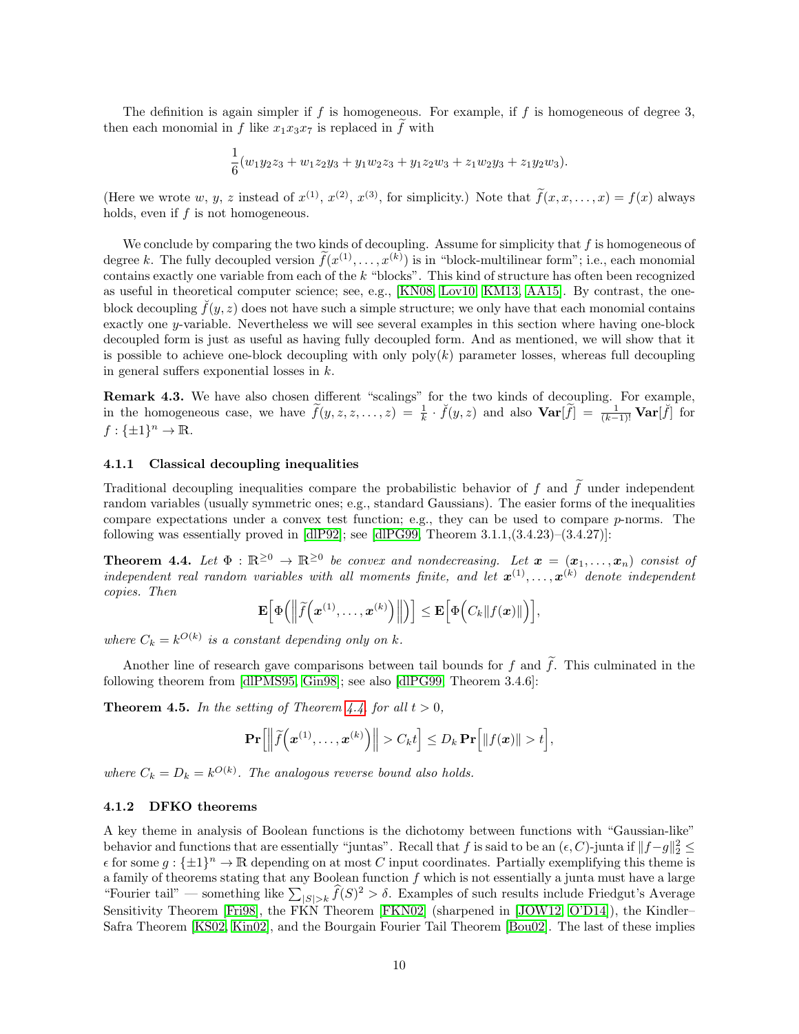The definition is again simpler if $f$ is homogeneous. For example, if $f$ is homogeneous of degree 3, then each monomial in $f$ like $x_1x_3x_7$ is replaced in $\widetilde{f}$ with

$$\frac{1}{6}(w_1y_2z_3 + w_1z_2y_3 + y_1w_2z_3 + y_1z_2w_3 + z_1w_2y_3 + z_1y_2w_3).$$

(Here we wrote $w$, $y$, $z$ instead of $x^{(1)}$, $x^{(2)}$, $x^{(3)}$, for simplicity.) Note that $\widetilde{f}(x, x, \dots, x) = f(x)$ always holds, even if $f$ is not homogeneous.

We conclude by comparing the two kinds of decoupling. Assume for simplicity that $f$ is homogeneous of degree $k$. The fully decoupled version $\widetilde{f}(x^{(1)}, \dots, x^{(k)})$ is in "block-multilinear form"; i.e., each monomial contains exactly one variable from each of the $k$ "blocks". This kind of structure has often been recognized as useful in theoretical computer science; see, e.g., [KN08, Lov10, KM13, AA15]. By contrast, the one-block decoupling $\breve{f}(y, z)$ does not have such a simple structure; we only have that each monomial contains exactly one $y$-variable. Nevertheless we will see several examples in this section where having one-block decoupled form is just as useful as having fully decoupled form. And as mentioned, we will show that it is possible to achieve one-block decoupling with only $\mathrm{poly}(k)$ parameter losses, whereas full decoupling in general suffers exponential losses in $k$.

**Remark 4.3.** We have also chosen different "scalings" for the two kinds of decoupling. For example, in the homogeneous case, we have $\widetilde{f}(y, z, z, \dots, z) = \frac{1}{k} \cdot \breve{f}(y, z)$ and also $\mathbf{Var}[\widetilde{f}] = \frac{1}{(k-1)!}\mathbf{Var}[\breve{f}]$ for $f : \{\pm 1\}^n \to \mathbb{R}$.

### 4.1.1 Classical decoupling inequalities

Traditional decoupling inequalities compare the probabilistic behavior of $f$ and $\widetilde{f}$ under independent random variables (usually symmetric ones; e.g., standard Gaussians). The easier forms of the inequalities compare expectations under a convex test function; e.g., they can be used to compare $p$-norms. The following was essentially proved in [dlP92]; see [dlPG99, Theorem 3.1.1,(3.4.23)–(3.4.27)]:

**Theorem 4.4.** *Let $\Phi : \mathbb{R}^{\geq 0} \to \mathbb{R}^{\geq 0}$ be convex and nondecreasing. Let $\boldsymbol{x} = (\boldsymbol{x}_1, \dots, \boldsymbol{x}_n)$ consist of independent real random variables with all moments finite, and let $\boldsymbol{x}^{(1)}, \dots, \boldsymbol{x}^{(k)}$ denote independent copies. Then*

$$\mathbf{E}\Big[\Phi\Big(\Big\|\widetilde{f}\Big(\boldsymbol{x}^{(1)}, \dots, \boldsymbol{x}^{(k)}\Big)\Big\|\Big)\Big] \leq \mathbf{E}\Big[\Phi\Big(C_k\|f(\boldsymbol{x})\|\Big)\Big],$$

*where $C_k = k^{O(k)}$ is a constant depending only on $k$.*

Another line of research gave comparisons between tail bounds for $f$ and $\widetilde{f}$. This culminated in the following theorem from [dlPMS95, Gin98]; see also [dlPG99, Theorem 3.4.6]:

**Theorem 4.5.** *In the setting of Theorem 4.4, for all $t > 0$,*

$$\mathbf{Pr}\Big[\Big\|\widetilde{f}\Big(\boldsymbol{x}^{(1)}, \dots, \boldsymbol{x}^{(k)}\Big)\Big\| > C_k t\Big] \leq D_k \,\mathbf{Pr}\Big[\|f(\boldsymbol{x})\| > t\Big],$$

*where $C_k = D_k = k^{O(k)}$. The analogous reverse bound also holds.*

### 4.1.2 DFKO theorems

A key theme in analysis of Boolean functions is the dichotomy between functions with "Gaussian-like" behavior and functions that are essentially "juntas". Recall that $f$ is said to be an $(\epsilon, C)$-junta if $\|f - g\|_2^2 \leq \epsilon$ for some $g : \{\pm 1\}^n \to \mathbb{R}$ depending on at most $C$ input coordinates. Partially exemplifying this theme is a family of theorems stating that any Boolean function $f$ which is not essentially a junta must have a large "Fourier tail" — something like $\sum_{|S|>k} \widehat{f}(S)^2 > \delta$. Examples of such results include Friedgut's Average Sensitivity Theorem [Fri98], the FKN Theorem [FKN02] (sharpened in [JOW12, O'D14]), the Kindler–Safra Theorem [KS02, Kin02], and the Bourgain Fourier Tail Theorem [Bou02]. The last of these implies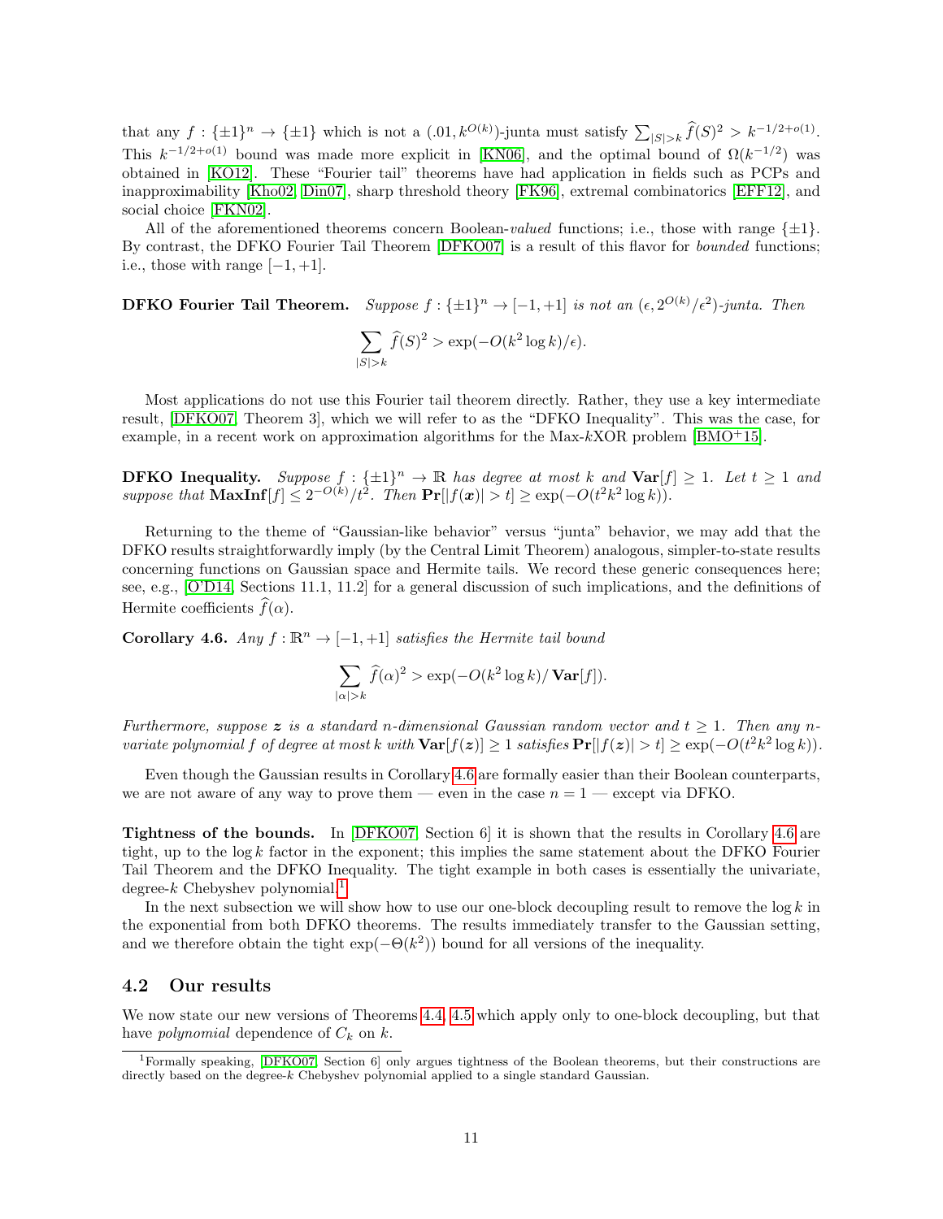that any $f : \{\pm 1\}^n \to \{\pm 1\}$ which is not a $(.01, k^{O(k)})$-junta must satisfy $\sum_{|S|>k} \widehat{f}(S)^2 > k^{-1/2+o(1)}$. This $k^{-1/2+o(1)}$ bound was made more explicit in [KN06], and the optimal bound of $\Omega(k^{-1/2})$ was obtained in [KO12]. These "Fourier tail" theorems have had application in fields such as PCPs and inapproximability [Kho02, Din07], sharp threshold theory [FK96], extremal combinatorics [EFF12], and social choice [FKN02].

All of the aforementioned theorems concern Boolean-*valued* functions; i.e., those with range $\{\pm 1\}$. By contrast, the DFKO Fourier Tail Theorem [DFKO07] is a result of this flavor for *bounded* functions; i.e., those with range $[-1, +1]$.

**DFKO Fourier Tail Theorem.** *Suppose $f : \{\pm 1\}^n \to [-1, +1]$ is not an $(\epsilon, 2^{O(k)}/\epsilon^2)$-junta. Then*

$$\sum_{|S|>k} \widehat{f}(S)^2 > \exp(-O(k^2 \log k)/\epsilon).$$

Most applications do not use this Fourier tail theorem directly. Rather, they use a key intermediate result, [DFKO07, Theorem 3], which we will refer to as the "DFKO Inequality". This was the case, for example, in a recent work on approximation algorithms for the Max-$k$XOR problem [BMO+15].

**DFKO Inequality.** *Suppose $f : \{\pm 1\}^n \to \mathbb{R}$ has degree at most $k$ and $\mathbf{Var}[f] \geq 1$. Let $t \geq 1$ and suppose that $\mathbf{MaxInf}[f] \leq 2^{-O(k)}/t^2$. Then $\mathbf{Pr}[|f(\boldsymbol{x})| > t] \geq \exp(-O(t^2 k^2 \log k))$.*

Returning to the theme of "Gaussian-like behavior" versus "junta" behavior, we may add that the DFKO results straightforwardly imply (by the Central Limit Theorem) analogous, simpler-to-state results concerning functions on Gaussian space and Hermite tails. We record these generic consequences here; see, e.g., [O'D14, Sections 11.1, 11.2] for a general discussion of such implications, and the definitions of Hermite coefficients $\widehat{f}(\alpha)$.

**Corollary 4.6.** *Any $f : \mathbb{R}^n \to [-1, +1]$ satisfies the Hermite tail bound*

$$\sum_{|\alpha|>k} \widehat{f}(\alpha)^2 > \exp(-O(k^2 \log k)/\mathbf{Var}[f]).$$

*Furthermore, suppose $\boldsymbol{z}$ is a standard $n$-dimensional Gaussian random vector and $t \geq 1$. Then any $n$-variate polynomial $f$ of degree at most $k$ with $\mathbf{Var}[f(\boldsymbol{z})] \geq 1$ satisfies $\mathbf{Pr}[|f(\boldsymbol{z})| > t] \geq \exp(-O(t^2 k^2 \log k))$.*

Even though the Gaussian results in Corollary 4.6 are formally easier than their Boolean counterparts, we are not aware of any way to prove them — even in the case $n = 1$ — except via DFKO.

**Tightness of the bounds.** In [DFKO07, Section 6] it is shown that the results in Corollary 4.6 are tight, up to the $\log k$ factor in the exponent; this implies the same statement about the DFKO Fourier Tail Theorem and the DFKO Inequality. The tight example in both cases is essentially the univariate, degree-$k$ Chebyshev polynomial.[1]

In the next subsection we will show how to use our one-block decoupling result to remove the $\log k$ in the exponential from both DFKO theorems. The results immediately transfer to the Gaussian setting, and we therefore obtain the tight $\exp(-\Theta(k^2))$ bound for all versions of the inequality.

## 4.2 Our results

We now state our new versions of Theorems 4.4, 4.5 which apply only to one-block decoupling, but that have *polynomial* dependence of $C_k$ on $k$.

[1] Formally speaking, [DFKO07, Section 6] only argues tightness of the Boolean theorems, but their constructions are directly based on the degree-$k$ Chebyshev polynomial applied to a single standard Gaussian.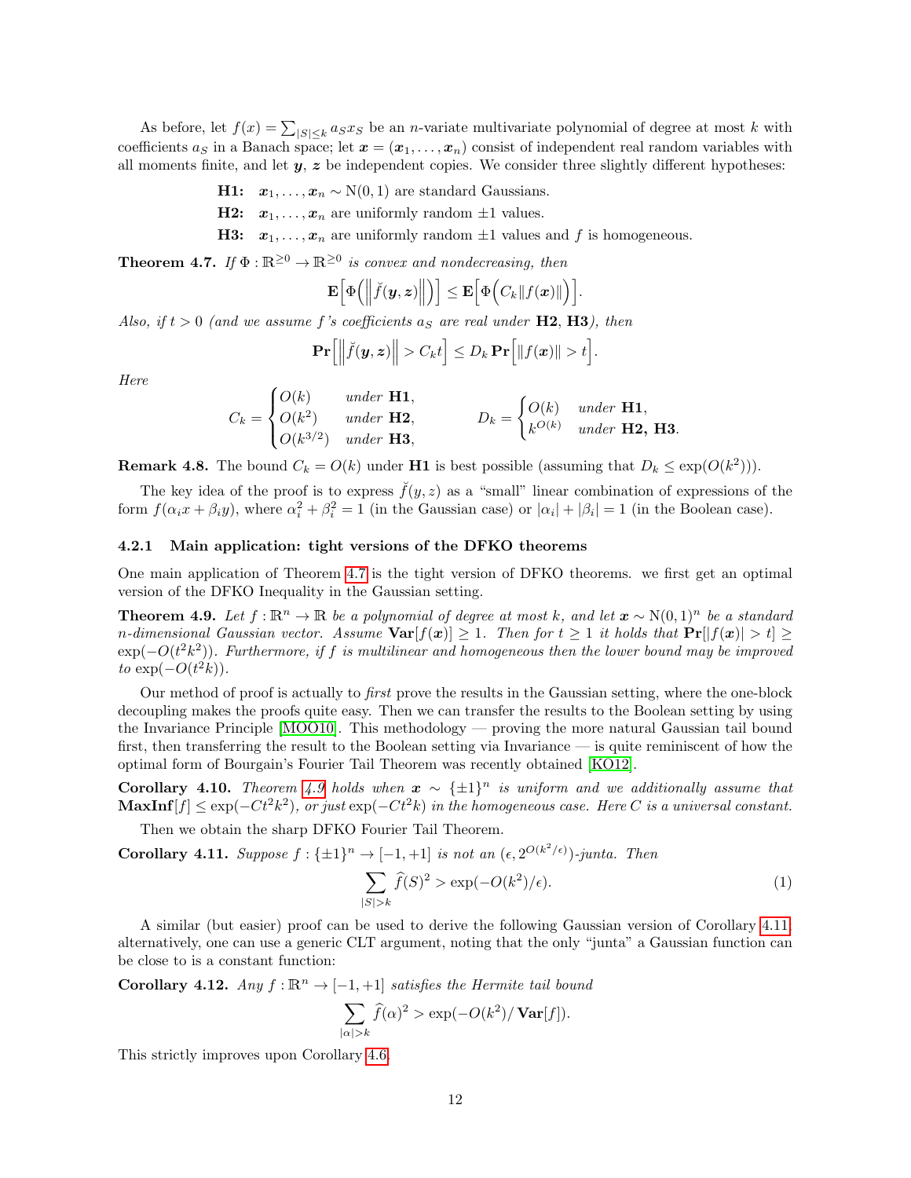As before, let $f(x) = \sum_{|S| \le k} a_S x_S$ be an $n$-variate multivariate polynomial of degree at most $k$ with coefficients $a_S$ in a Banach space; let $\boldsymbol{x} = (\boldsymbol{x}_1, \dots, \boldsymbol{x}_n)$ consist of independent real random variables with all moments finite, and let $\boldsymbol{y}$, $\boldsymbol{z}$ be independent copies. We consider three slightly different hypotheses:

**H1:** $\boldsymbol{x}_1, \dots, \boldsymbol{x}_n \sim \mathrm{N}(0,1)$ are standard Gaussians.

**H2:** $\boldsymbol{x}_1, \dots, \boldsymbol{x}_n$ are uniformly random $\pm 1$ values.

**H3:** $\boldsymbol{x}_1, \dots, \boldsymbol{x}_n$ are uniformly random $\pm 1$ values and $f$ is homogeneous.

**Theorem 4.7.** *If $\Phi : \mathbb{R}^{\ge 0} \to \mathbb{R}^{\ge 0}$ is convex and nondecreasing, then*

$$\mathbf{E}\Big[\Phi\Big(\Big\|\breve{f}(\boldsymbol{y}, \boldsymbol{z})\Big\|\Big)\Big] \le \mathbf{E}\Big[\Phi\Big(C_k \|f(\boldsymbol{x})\|\Big)\Big].$$

*Also, if $t > 0$ (and we assume $f$'s coefficients $a_S$ are real under* **H2**, **H3***), then*

$$\mathbf{Pr}\Big[\Big\|\breve{f}(\boldsymbol{y}, \boldsymbol{z})\Big\| > C_k t\Big] \le D_k \, \mathbf{Pr}\Big[\|f(\boldsymbol{x})\| > t\Big].$$

*Here*

$$C_k = \begin{cases} O(k) & \text{under } \textbf{H1}, \\ O(k^2) & \text{under } \textbf{H2}, \\ O(k^{3/2}) & \text{under } \textbf{H3}, \end{cases} \qquad D_k = \begin{cases} O(k) & \text{under } \textbf{H1}, \\ k^{O(k)} & \text{under } \textbf{H2, H3}. \end{cases}$$

**Remark 4.8.** The bound $C_k = O(k)$ under **H1** is best possible (assuming that $D_k \le \exp(O(k^2))$).

The key idea of the proof is to express $\breve{f}(y, z)$ as a "small" linear combination of expressions of the form $f(\alpha_i x + \beta_i y)$, where $\alpha_i^2 + \beta_i^2 = 1$ (in the Gaussian case) or $|\alpha_i| + |\beta_i| = 1$ (in the Boolean case).

### 4.2.1 Main application: tight versions of the DFKO theorems

One main application of Theorem 4.7 is the tight version of DFKO theorems. we first get an optimal version of the DFKO Inequality in the Gaussian setting.

**Theorem 4.9.** *Let $f : \mathbb{R}^n \to \mathbb{R}$ be a polynomial of degree at most $k$, and let $\boldsymbol{x} \sim \mathrm{N}(0,1)^n$ be a standard $n$-dimensional Gaussian vector. Assume $\mathbf{Var}[f(\boldsymbol{x})] \ge 1$. Then for $t \ge 1$ it holds that $\mathbf{Pr}[|f(\boldsymbol{x})| > t] \ge \exp(-O(t^2k^2))$. Furthermore, if $f$ is multilinear and homogeneous then the lower bound may be improved to $\exp(-O(t^2k))$.*

Our method of proof is actually to *first* prove the results in the Gaussian setting, where the one-block decoupling makes the proofs quite easy. Then we can transfer the results to the Boolean setting by using the Invariance Principle [MOO10]. This methodology — proving the more natural Gaussian tail bound first, then transferring the result to the Boolean setting via Invariance — is quite reminiscent of how the optimal form of Bourgain's Fourier Tail Theorem was recently obtained [KO12].

**Corollary 4.10.** *Theorem 4.9 holds when $\boldsymbol{x} \sim \{\pm 1\}^n$ is uniform and we additionally assume that $\mathbf{MaxInf}[f] \le \exp(-Ct^2k^2)$, or just $\exp(-Ct^2k)$ in the homogeneous case. Here $C$ is a universal constant.*

Then we obtain the sharp DFKO Fourier Tail Theorem.

**Corollary 4.11.** *Suppose $f : \{\pm 1\}^n \to [-1, +1]$ is not an $(\epsilon, 2^{O(k^2/\epsilon)})$-junta. Then*

$$\sum_{|S| > k} \widehat{f}(S)^2 > \exp(-O(k^2)/\epsilon). \tag{1}$$

A similar (but easier) proof can be used to derive the following Gaussian version of Corollary 4.11; alternatively, one can use a generic CLT argument, noting that the only "junta" a Gaussian function can be close to is a constant function:

**Corollary 4.12.** *Any $f : \mathbb{R}^n \to [-1, +1]$ satisfies the Hermite tail bound*

$$\sum_{|\alpha| > k} \widehat{f}(\alpha)^2 > \exp(-O(k^2)/\mathbf{Var}[f]).$$

This strictly improves upon Corollary 4.6.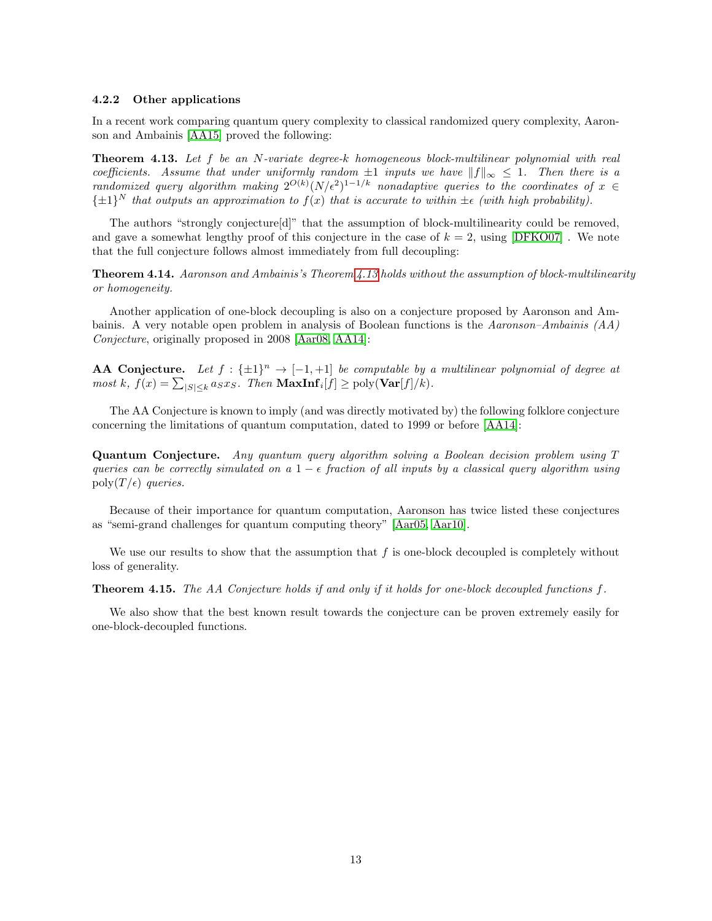### 4.2.2 Other applications

In a recent work comparing quantum query complexity to classical randomized query complexity, Aaronson and Ambainis [AA15] proved the following:

**Theorem 4.13.** *Let $f$ be an $N$-variate degree-$k$ homogeneous block-multilinear polynomial with real coefficients. Assume that under uniformly random $\pm 1$ inputs we have $\|f\|_\infty \leq 1$. Then there is a randomized query algorithm making $2^{O(k)}(N/\epsilon^2)^{1-1/k}$ nonadaptive queries to the coordinates of $x \in \{\pm 1\}^N$ that outputs an approximation to $f(x)$ that is accurate to within $\pm\epsilon$ (with high probability).*

The authors "strongly conjecture[d]" that the assumption of block-multilinearity could be removed, and gave a somewhat lengthy proof of this conjecture in the case of $k = 2$, using [DFKO07] . We note that the full conjecture follows almost immediately from full decoupling:

**Theorem 4.14.** *Aaronson and Ambainis's Theorem 4.13 holds without the assumption of block-multilinearity or homogeneity.*

Another application of one-block decoupling is also on a conjecture proposed by Aaronson and Ambainis. A very notable open problem in analysis of Boolean functions is the *Aaronson–Ambainis (AA) Conjecture*, originally proposed in 2008 [Aar08, AA14]:

**AA Conjecture.** *Let $f : \{\pm 1\}^n \to [-1, +1]$ be computable by a multilinear polynomial of degree at most $k$, $f(x) = \sum_{|S| \leq k} a_S x_S$. Then $\mathbf{MaxInf}_i[f] \geq \mathrm{poly}(\mathbf{Var}[f]/k)$.*

The AA Conjecture is known to imply (and was directly motivated by) the following folklore conjecture concerning the limitations of quantum computation, dated to 1999 or before [AA14]:

**Quantum Conjecture.** *Any quantum query algorithm solving a Boolean decision problem using $T$ queries can be correctly simulated on a $1 - \epsilon$ fraction of all inputs by a classical query algorithm using $\mathrm{poly}(T/\epsilon)$ queries.*

Because of their importance for quantum computation, Aaronson has twice listed these conjectures as "semi-grand challenges for quantum computing theory" [Aar05, Aar10].

We use our results to show that the assumption that $f$ is one-block decoupled is completely without loss of generality.

**Theorem 4.15.** *The AA Conjecture holds if and only if it holds for one-block decoupled functions $f$.*

We also show that the best known result towards the conjecture can be proven extremely easily for one-block-decoupled functions.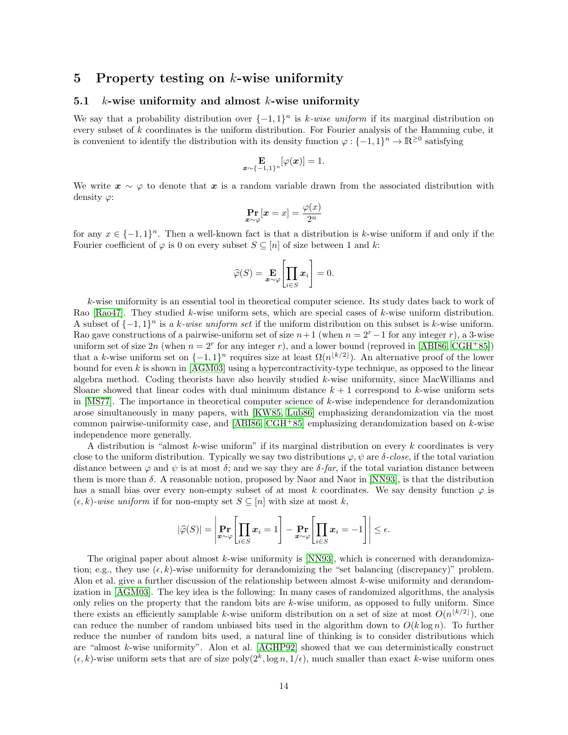# 5 Property testing on $k$-wise uniformity

## 5.1 $k$-wise uniformity and almost $k$-wise uniformity

We say that a probability distribution over $\{-1,1\}^n$ is *$k$-wise uniform* if its marginal distribution on every subset of $k$ coordinates is the uniform distribution. For Fourier analysis of the Hamming cube, it is convenient to identify the distribution with its density function $\varphi : \{-1,1\}^n \to \mathbb{R}^{\geq 0}$ satisfying

$$\mathop{\mathbf{E}}_{\boldsymbol{x}\sim\{-1,1\}^n}[\varphi(\boldsymbol{x})] = 1.$$

We write $\boldsymbol{x} \sim \varphi$ to denote that $\boldsymbol{x}$ is a random variable drawn from the associated distribution with density $\varphi$:

$$\mathop{\mathbf{Pr}}_{\boldsymbol{x}\sim\varphi}[\boldsymbol{x} = x] = \frac{\varphi(x)}{2^n}$$

for any $x \in \{-1,1\}^n$. Then a well-known fact is that a distribution is $k$-wise uniform if and only if the Fourier coefficient of $\varphi$ is 0 on every subset $S \subseteq [n]$ of size between 1 and $k$:

$$\widehat{\varphi}(S) = \mathop{\mathbf{E}}_{\boldsymbol{x}\sim\varphi}\left[\prod_{i\in S}\boldsymbol{x}_i\right] = 0.$$

$k$-wise uniformity is an essential tool in theoretical computer science. Its study dates back to work of Rao [Rao47]. They studied $k$-wise uniform sets, which are special cases of $k$-wise uniform distribution. A subset of $\{-1,1\}^n$ is *a $k$-wise uniform set* if the uniform distribution on this subset is $k$-wise uniform. Rao gave constructions of a pairwise-uniform set of size $n+1$ (when $n = 2^r - 1$ for any integer $r$), a 3-wise uniform set of size $2n$ (when $n = 2^r$ for any integer $r$), and a lower bound (reproved in [ABI86, CGH+85]) that a $k$-wise uniform set on $\{-1,1\}^n$ requires size at least $\Omega(n^{\lfloor k/2 \rfloor})$. An alternative proof of the lower bound for even $k$ is shown in [AGM03] using a hypercontractivity-type technique, as opposed to the linear algebra method. Coding theorists have also heavily studied $k$-wise uniformity, since MacWilliams and Sloane showed that linear codes with dual minimum distance $k+1$ correspond to $k$-wise uniform sets in [MS77]. The importance in theoretical computer science of $k$-wise independence for derandomization arose simultaneously in many papers, with [KW85, Lub86] emphasizing derandomization via the most common pairwise-uniformity case, and [ABI86, CGH+85] emphasizing derandomization based on $k$-wise independence more generally.

A distribution is "almost $k$-wise uniform" if its marginal distribution on every $k$ coordinates is very close to the uniform distribution. Typically we say two distributions $\varphi, \psi$ are *$\delta$-close*, if the total variation distance between $\varphi$ and $\psi$ is at most $\delta$; and we say they are *$\delta$-far*, if the total variation distance between them is more than $\delta$. A reasonable notion, proposed by Naor and Naor in [NN93], is that the distribution has a small bias over every non-empty subset of at most $k$ coordinates. We say density function $\varphi$ is *$(\epsilon, k)$-wise uniform* if for non-empty set $S \subseteq [n]$ with size at most $k$,

$$|\widehat{\varphi}(S)| = \left|\mathop{\mathbf{Pr}}_{\boldsymbol{x}\sim\varphi}\left[\prod_{i\in S}\boldsymbol{x}_i = 1\right] - \mathop{\mathbf{Pr}}_{\boldsymbol{x}\sim\varphi}\left[\prod_{i\in S}\boldsymbol{x}_i = -1\right]\right| \leq \epsilon.$$

The original paper about almost $k$-wise uniformity is [NN93], which is concerned with derandomization; e.g., they use $(\epsilon, k)$-wise uniformity for derandomizing the "set balancing (discrepancy)" problem. Alon et al. give a further discussion of the relationship between almost $k$-wise uniformity and derandomization in [AGM03]. The key idea is the following: In many cases of randomized algorithms, the analysis only relies on the property that the random bits are $k$-wise uniform, as opposed to fully uniform. Since there exists an efficiently samplable $k$-wise uniform distribution on a set of size at most $O(n^{\lfloor k/2 \rfloor})$, one can reduce the number of random unbiased bits used in the algorithm down to $O(k \log n)$. To further reduce the number of random bits used, a natural line of thinking is to consider distributions which are "almost $k$-wise uniformity". Alon et al. [AGHP92] showed that we can deterministically construct $(\epsilon, k)$-wise uniform sets that are of size $\mathrm{poly}(2^k, \log n, 1/\epsilon)$, much smaller than exact $k$-wise uniform ones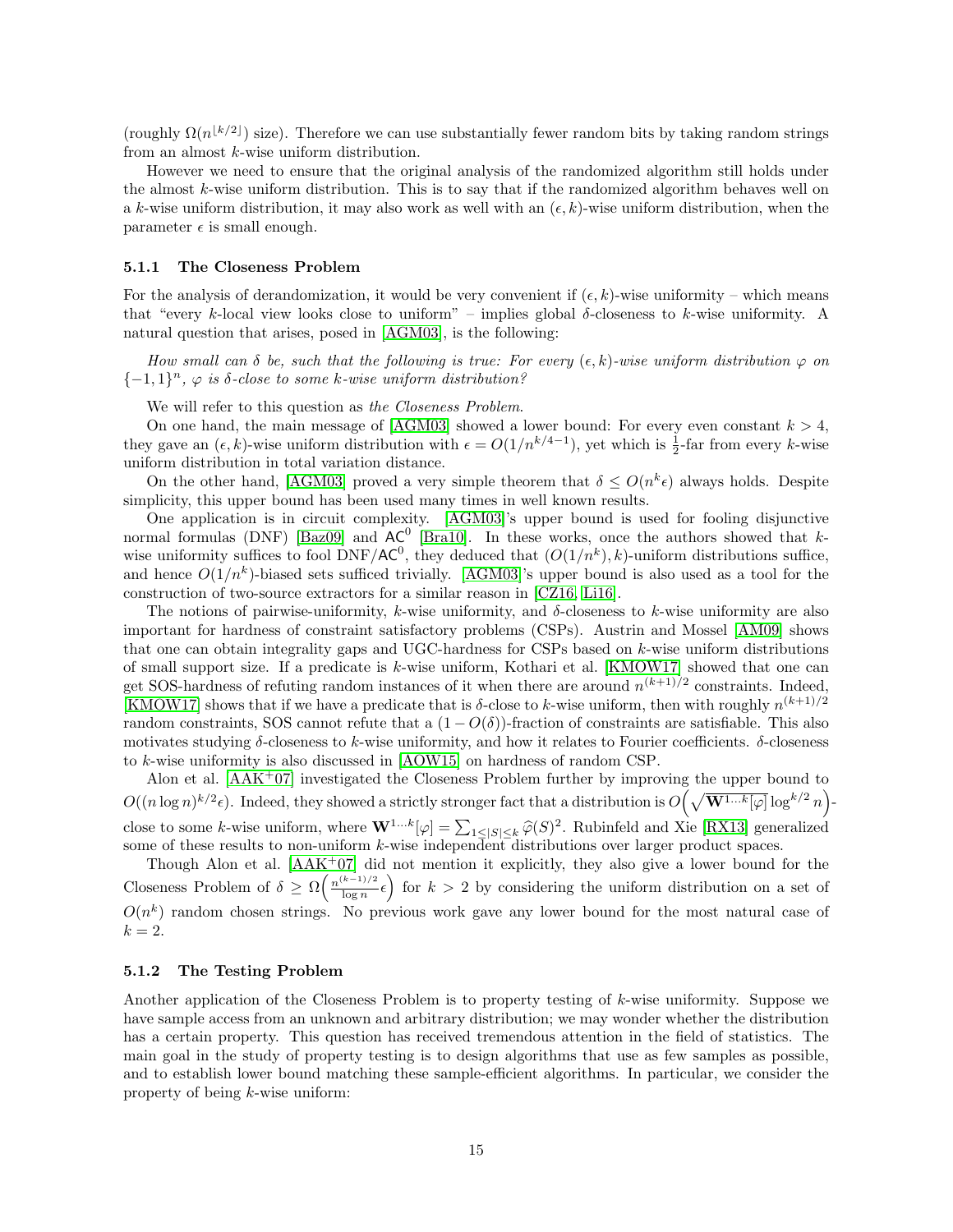(roughly $\Omega(n^{\lfloor k/2 \rfloor})$ size). Therefore we can use substantially fewer random bits by taking random strings from an almost $k$-wise uniform distribution.

However we need to ensure that the original analysis of the randomized algorithm still holds under the almost $k$-wise uniform distribution. This is to say that if the randomized algorithm behaves well on a $k$-wise uniform distribution, it may also work as well with an $(\epsilon, k)$-wise uniform distribution, when the parameter $\epsilon$ is small enough.

### 5.1.1 The Closeness Problem

For the analysis of derandomization, it would be very convenient if $(\epsilon, k)$-wise uniformity – which means that "every $k$-local view looks close to uniform" – implies global $\delta$-closeness to $k$-wise uniformity. A natural question that arises, posed in [AGM03], is the following:

*How small can $\delta$ be, such that the following is true: For every $(\epsilon, k)$-wise uniform distribution $\varphi$ on $\{-1, 1\}^n$, $\varphi$ is $\delta$-close to some $k$-wise uniform distribution?*

We will refer to this question as *the Closeness Problem*.

On one hand, the main message of [AGM03] showed a lower bound: For every even constant $k > 4$, they gave an $(\epsilon, k)$-wise uniform distribution with $\epsilon = O(1/n^{k/4-1})$, yet which is $\frac{1}{2}$-far from every $k$-wise uniform distribution in total variation distance.

On the other hand, [AGM03] proved a very simple theorem that $\delta \leq O(n^k \epsilon)$ always holds. Despite simplicity, this upper bound has been used many times in well known results.

One application is in circuit complexity. [AGM03]'s upper bound is used for fooling disjunctive normal formulas (DNF) [Baz09] and $\mathsf{AC}^0$ [Bra10]. In these works, once the authors showed that $k$-wise uniformity suffices to fool DNF/$\mathsf{AC}^0$, they deduced that $(O(1/n^k), k)$-uniform distributions suffice, and hence $O(1/n^k)$-biased sets sufficed trivially. [AGM03]'s upper bound is also used as a tool for the construction of two-source extractors for a similar reason in [CZ16, Li16].

The notions of pairwise-uniformity, $k$-wise uniformity, and $\delta$-closeness to $k$-wise uniformity are also important for hardness of constraint satisfactory problems (CSPs). Austrin and Mossel [AM09] shows that one can obtain integrality gaps and UGC-hardness for CSPs based on $k$-wise uniform distributions of small support size. If a predicate is $k$-wise uniform, Kothari et al. [KMOW17] showed that one can get SOS-hardness of refuting random instances of it when there are around $n^{(k+1)/2}$ constraints. Indeed, [KMOW17] shows that if we have a predicate that is $\delta$-close to $k$-wise uniform, then with roughly $n^{(k+1)/2}$ random constraints, SOS cannot refute that a $(1 - O(\delta))$-fraction of constraints are satisfiable. This also motivates studying $\delta$-closeness to $k$-wise uniformity, and how it relates to Fourier coefficients. $\delta$-closeness to $k$-wise uniformity is also discussed in [AOW15] on hardness of random CSP.

Alon et al. [AAK+07] investigated the Closeness Problem further by improving the upper bound to $O((n \log n)^{k/2} \epsilon)$. Indeed, they showed a strictly stronger fact that a distribution is $O\Big(\sqrt{\mathbf{W}^{1\ldots k}[\varphi]} \log^{k/2} n\Big)$-close to some $k$-wise uniform, where $\mathbf{W}^{1\ldots k}[\varphi] = \sum_{1 \leq |S| \leq k} \widehat{\varphi}(S)^2$. Rubinfeld and Xie [RX13] generalized some of these results to non-uniform $k$-wise independent distributions over larger product spaces.

Though Alon et al. [AAK+07] did not mention it explicitly, they also give a lower bound for the Closeness Problem of $\delta \geq \Omega\Big(\frac{n^{(k-1)/2}}{\log n} \epsilon\Big)$ for $k > 2$ by considering the uniform distribution on a set of $O(n^k)$ random chosen strings. No previous work gave any lower bound for the most natural case of $k = 2$.

### 5.1.2 The Testing Problem

Another application of the Closeness Problem is to property testing of $k$-wise uniformity. Suppose we have sample access from an unknown and arbitrary distribution; we may wonder whether the distribution has a certain property. This question has received tremendous attention in the field of statistics. The main goal in the study of property testing is to design algorithms that use as few samples as possible, and to establish lower bound matching these sample-efficient algorithms. In particular, we consider the property of being $k$-wise uniform: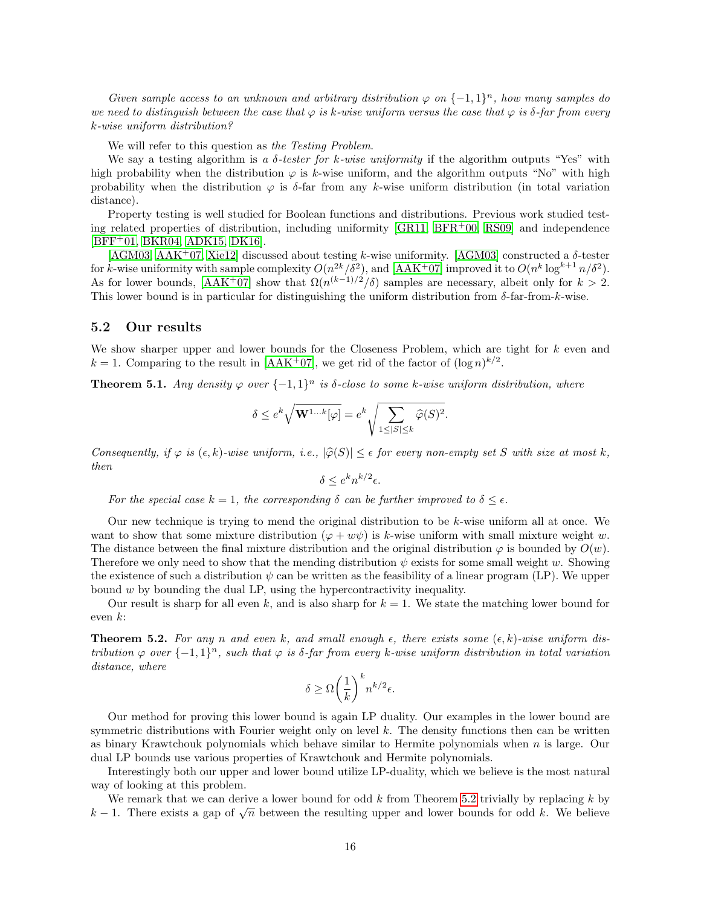*Given sample access to an unknown and arbitrary distribution $\varphi$ on $\{-1,1\}^n$, how many samples do we need to distinguish between the case that $\varphi$ is $k$-wise uniform versus the case that $\varphi$ is $\delta$-far from every $k$-wise uniform distribution?*

We will refer to this question as *the Testing Problem.*

We say a testing algorithm is *a $\delta$-tester for $k$-wise uniformity* if the algorithm outputs "Yes" with high probability when the distribution $\varphi$ is $k$-wise uniform, and the algorithm outputs "No" with high probability when the distribution $\varphi$ is $\delta$-far from any $k$-wise uniform distribution (in total variation distance).

Property testing is well studied for Boolean functions and distributions. Previous work studied testing related properties of distribution, including uniformity [GR11, BFR+00, RS09] and independence [BFF+01, BKR04, ADK15, DK16].

[AGM03, AAK+07, Xie12] discussed about testing $k$-wise uniformity. [AGM03] constructed a $\delta$-tester for $k$-wise uniformity with sample complexity $O(n^{2k}/\delta^2)$, and [AAK+07] improved it to $O(n^k \log^{k+1} n/\delta^2)$. As for lower bounds, [AAK+07] show that $\Omega(n^{(k-1)/2}/\delta)$ samples are necessary, albeit only for $k > 2$. This lower bound is in particular for distinguishing the uniform distribution from $\delta$-far-from-$k$-wise.

## 5.2 Our results

We show sharper upper and lower bounds for the Closeness Problem, which are tight for $k$ even and $k = 1$. Comparing to the result in [AAK+07], we get rid of the factor of $(\log n)^{k/2}$.

**Theorem 5.1.** *Any density $\varphi$ over $\{-1,1\}^n$ is $\delta$-close to some $k$-wise uniform distribution, where*

$$\delta \le e^k \sqrt{\mathbf{W}^{1\ldots k}[\varphi]} = e^k \sqrt{\sum_{1 \le |S| \le k} \widehat{\varphi}(S)^2}.$$

*Consequently, if $\varphi$ is $(\epsilon, k)$-wise uniform, i.e., $|\widehat{\varphi}(S)| \le \epsilon$ for every non-empty set $S$ with size at most $k$, then*

$$\delta \le e^k n^{k/2} \epsilon.$$

*For the special case $k = 1$, the corresponding $\delta$ can be further improved to $\delta \le \epsilon$.*

Our new technique is trying to mend the original distribution to be $k$-wise uniform all at once. We want to show that some mixture distribution $(\varphi + w\psi)$ is $k$-wise uniform with small mixture weight $w$. The distance between the final mixture distribution and the original distribution $\varphi$ is bounded by $O(w)$. Therefore we only need to show that the mending distribution $\psi$ exists for some small weight $w$. Showing the existence of such a distribution $\psi$ can be written as the feasibility of a linear program (LP). We upper bound $w$ by bounding the dual LP, using the hypercontractivity inequality.

Our result is sharp for all even $k$, and is also sharp for $k = 1$. We state the matching lower bound for even $k$:

**Theorem 5.2.** *For any $n$ and even $k$, and small enough $\epsilon$, there exists some $(\epsilon, k)$-wise uniform distribution $\varphi$ over $\{-1,1\}^n$, such that $\varphi$ is $\delta$-far from every $k$-wise uniform distribution in total variation distance, where*

$$\delta \ge \Omega\left(\frac{1}{k}\right)^k n^{k/2} \epsilon.$$

Our method for proving this lower bound is again LP duality. Our examples in the lower bound are symmetric distributions with Fourier weight only on level $k$. The density functions then can be written as binary Krawtchouk polynomials which behave similar to Hermite polynomials when $n$ is large. Our dual LP bounds use various properties of Krawtchouk and Hermite polynomials.

Interestingly both our upper and lower bound utilize LP-duality, which we believe is the most natural way of looking at this problem.

We remark that we can derive a lower bound for odd $k$ from Theorem 5.2 trivially by replacing $k$ by $k-1$. There exists a gap of $\sqrt{n}$ between the resulting upper and lower bounds for odd $k$. We believe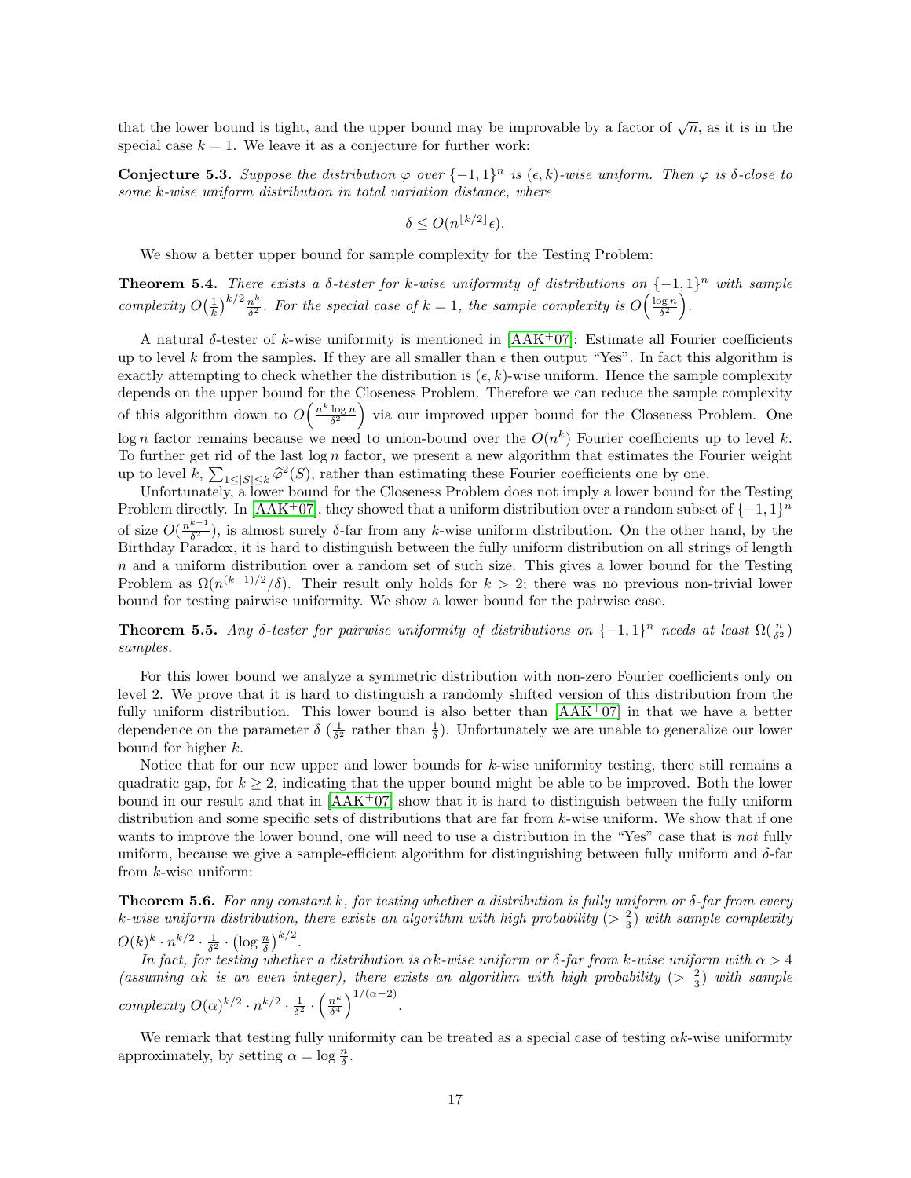that the lower bound is tight, and the upper bound may be improvable by a factor of $\sqrt{n}$, as it is in the special case $k = 1$. We leave it as a conjecture for further work:

**Conjecture 5.3.** *Suppose the distribution $\varphi$ over $\{-1, 1\}^n$ is $(\epsilon, k)$-wise uniform. Then $\varphi$ is $\delta$-close to some $k$-wise uniform distribution in total variation distance, where*

$$\delta \leq O(n^{\lfloor k/2 \rfloor}\epsilon).$$

We show a better upper bound for sample complexity for the Testing Problem:

**Theorem 5.4.** *There exists a $\delta$-tester for $k$-wise uniformity of distributions on $\{-1, 1\}^n$ with sample complexity $O\big(\frac{1}{k}\big)^{k/2}\frac{n^k}{\delta^2}$. For the special case of $k = 1$, the sample complexity is $O\Big(\frac{\log n}{\delta^2}\Big)$.*

A natural $\delta$-tester of $k$-wise uniformity is mentioned in [AAK+07]: Estimate all Fourier coefficients up to level $k$ from the samples. If they are all smaller than $\epsilon$ then output "Yes". In fact this algorithm is exactly attempting to check whether the distribution is $(\epsilon, k)$-wise uniform. Hence the sample complexity depends on the upper bound for the Closeness Problem. Therefore we can reduce the sample complexity of this algorithm down to $O\Big(\frac{n^k \log n}{\delta^2}\Big)$ via our improved upper bound for the Closeness Problem. One $\log n$ factor remains because we need to union-bound over the $O(n^k)$ Fourier coefficients up to level $k$. To further get rid of the last $\log n$ factor, we present a new algorithm that estimates the Fourier weight up to level $k$, $\sum_{1\leq|S|\leq k}\widehat{\varphi}^2(S)$, rather than estimating these Fourier coefficients one by one.

Unfortunately, a lower bound for the Closeness Problem does not imply a lower bound for the Testing Problem directly. In [AAK+07], they showed that a uniform distribution over a random subset of $\{-1, 1\}^n$ of size $O(\frac{n^{k-1}}{\delta^2})$, is almost surely $\delta$-far from any $k$-wise uniform distribution. On the other hand, by the Birthday Paradox, it is hard to distinguish between the fully uniform distribution on all strings of length $n$ and a uniform distribution over a random set of such size. This gives a lower bound for the Testing Problem as $\Omega(n^{(k-1)/2}/\delta)$. Their result only holds for $k > 2$; there was no previous non-trivial lower bound for testing pairwise uniformity. We show a lower bound for the pairwise case.

**Theorem 5.5.** *Any $\delta$-tester for pairwise uniformity of distributions on $\{-1, 1\}^n$ needs at least $\Omega(\frac{n}{\delta^2})$ samples.*

For this lower bound we analyze a symmetric distribution with non-zero Fourier coefficients only on level 2. We prove that it is hard to distinguish a randomly shifted version of this distribution from the fully uniform distribution. This lower bound is also better than [AAK+07] in that we have a better dependence on the parameter $\delta$ ($\frac{1}{\delta^2}$ rather than $\frac{1}{\delta}$). Unfortunately we are unable to generalize our lower bound for higher $k$.

Notice that for our new upper and lower bounds for $k$-wise uniformity testing, there still remains a quadratic gap, for $k \geq 2$, indicating that the upper bound might be able to be improved. Both the lower bound in our result and that in [AAK+07] show that it is hard to distinguish between the fully uniform distribution and some specific sets of distributions that are far from $k$-wise uniform. We show that if one wants to improve the lower bound, one will need to use a distribution in the "Yes" case that is *not* fully uniform, because we give a sample-efficient algorithm for distinguishing between fully uniform and $\delta$-far from $k$-wise uniform:

**Theorem 5.6.** *For any constant $k$, for testing whether a distribution is fully uniform or $\delta$-far from every $k$-wise uniform distribution, there exists an algorithm with high probability ($> \frac{2}{3}$) with sample complexity $O(k)^k \cdot n^{k/2} \cdot \frac{1}{\delta^2} \cdot \left(\log \frac{n}{\delta}\right)^{k/2}$.*

*In fact, for testing whether a distribution is $\alpha k$-wise uniform or $\delta$-far from $k$-wise uniform with $\alpha > 4$ (assuming $\alpha k$ is an even integer), there exists an algorithm with high probability ($> \frac{2}{3}$) with sample complexity $O(\alpha)^{k/2} \cdot n^{k/2} \cdot \frac{1}{\delta^2} \cdot \left(\frac{n^k}{\delta^4}\right)^{1/(\alpha-2)}$.*

We remark that testing fully uniformity can be treated as a special case of testing $\alpha k$-wise uniformity approximately, by setting $\alpha = \log \frac{n}{\delta}$.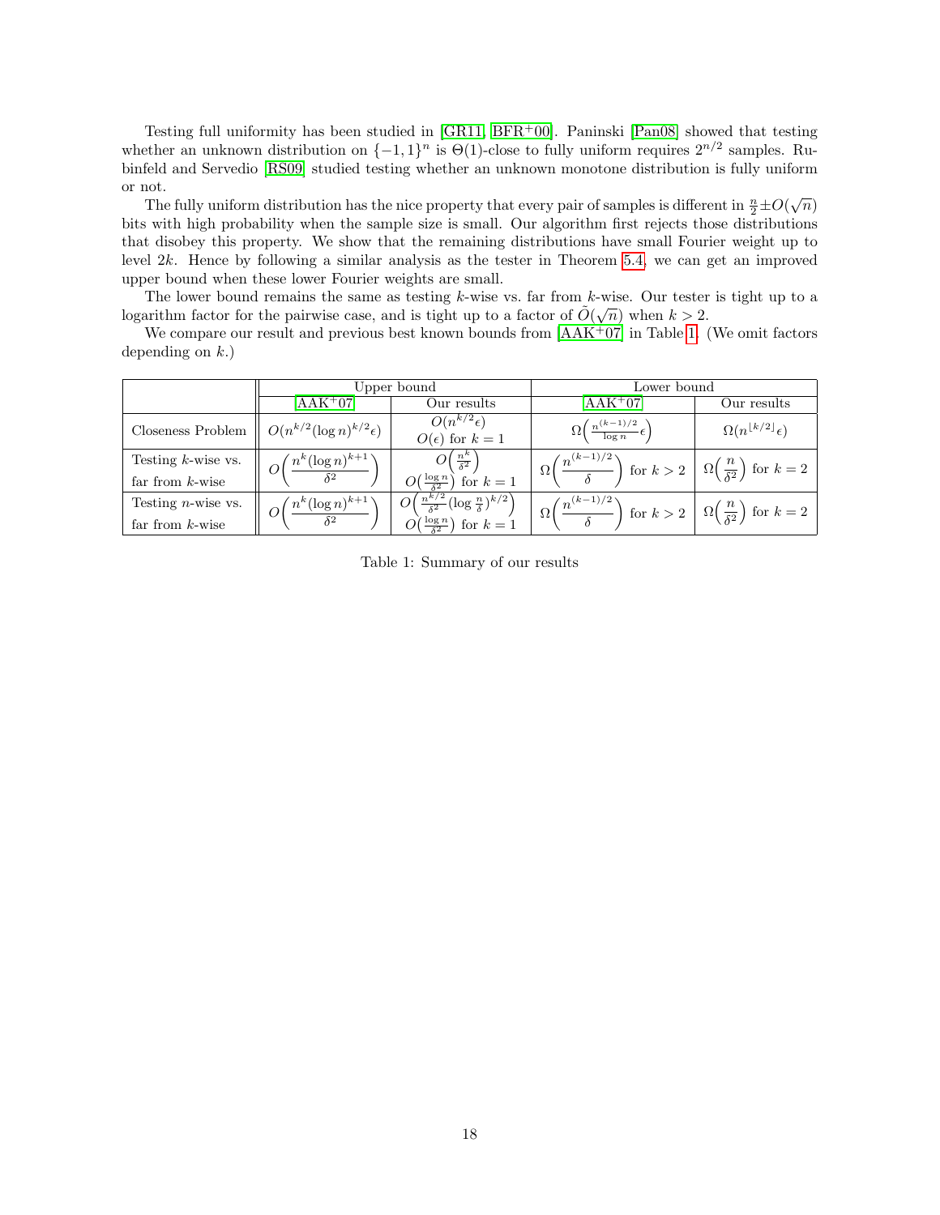Testing full uniformity has been studied in [GR11, BFR+00]. Paninski [Pan08] showed that testing whether an unknown distribution on $\{-1,1\}^n$ is $\Theta(1)$-close to fully uniform requires $2^{n/2}$ samples. Rubinfeld and Servedio [RS09] studied testing whether an unknown monotone distribution is fully uniform or not.

The fully uniform distribution has the nice property that every pair of samples is different in $\frac{n}{2} \pm O(\sqrt{n})$ bits with high probability when the sample size is small. Our algorithm first rejects those distributions that disobey this property. We show that the remaining distributions have small Fourier weight up to level $2k$. Hence by following a similar analysis as the tester in Theorem 5.4, we can get an improved upper bound when these lower Fourier weights are small.

The lower bound remains the same as testing $k$-wise vs. far from $k$-wise. Our tester is tight up to a logarithm factor for the pairwise case, and is tight up to a factor of $\tilde{O}(\sqrt{n})$ when $k > 2$.

We compare our result and previous best known bounds from [AAK+07] in Table 1. (We omit factors depending on $k$.)

| | Upper bound | | Lower bound | |
|---|---|---|---|---|
| | AAK+07 | Our results | AAK+07 | Our results |
| Closeness Problem | $O(n^{k/2}(\log n)^{k/2}\epsilon)$ | $O(n^{k/2}\epsilon)$ <br> $O(\epsilon)$ for $k=1$ | $\Omega\left(\frac{n^{(k-1)/2}}{\log n}\epsilon\right)$ | $\Omega(n^{\lfloor k/2 \rfloor}\epsilon)$ |
| Testing $k$-wise vs. far from $k$-wise | $O\left(\frac{n^k(\log n)^{k+1}}{\delta^2}\right)$ | $O\left(\frac{n^k}{\delta^2}\right)$ <br> $O\left(\frac{\log n}{\delta^2}\right)$ for $k=1$ | $\Omega\left(\frac{n^{(k-1)/2}}{\delta}\right)$ for $k>2$ | $\Omega\left(\frac{n}{\delta^2}\right)$ for $k=2$ |
| Testing $n$-wise vs. far from $k$-wise | $O\left(\frac{n^k(\log n)^{k+1}}{\delta^2}\right)$ | $O\left(\frac{n^{k/2}}{\delta^2}(\log \frac{n}{\delta})^{k/2}\right)$ <br> $O\left(\frac{\log n}{\delta^2}\right)$ for $k=1$ | $\Omega\left(\frac{n^{(k-1)/2}}{\delta}\right)$ for $k>2$ | $\Omega\left(\frac{n}{\delta^2}\right)$ for $k=2$ |

Table 1: Summary of our results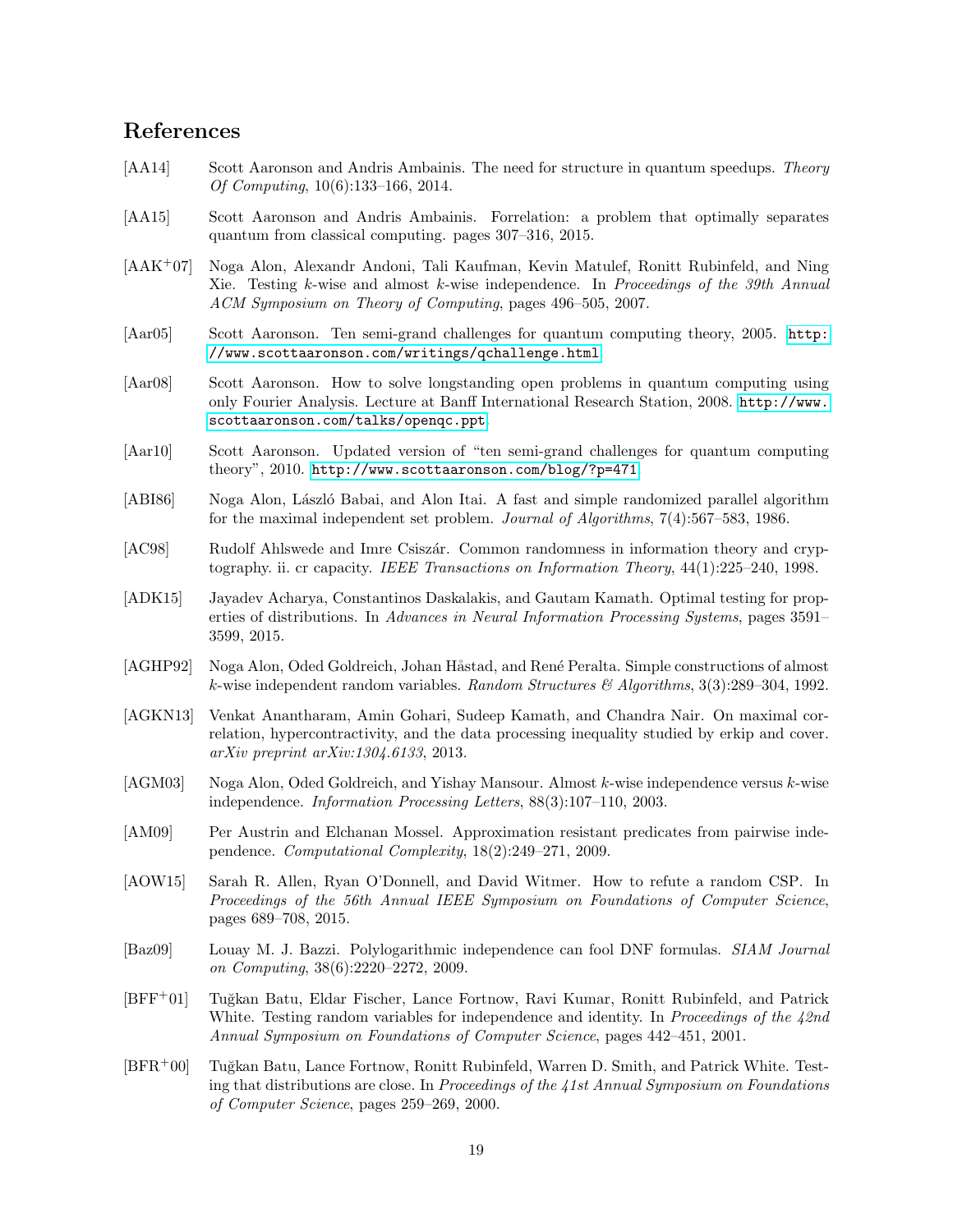## References

[AA14] Scott Aaronson and Andris Ambainis. The need for structure in quantum speedups. *Theory Of Computing*, 10(6):133–166, 2014.

[AA15] Scott Aaronson and Andris Ambainis. Forrelation: a problem that optimally separates quantum from classical computing. pages 307–316, 2015.

[AAK+07] Noga Alon, Alexandr Andoni, Tali Kaufman, Kevin Matulef, Ronitt Rubinfeld, and Ning Xie. Testing $k$-wise and almost $k$-wise independence. In *Proceedings of the 39th Annual ACM Symposium on Theory of Computing*, pages 496–505, 2007.

[Aar05] Scott Aaronson. Ten semi-grand challenges for quantum computing theory, 2005. http://www.scottaaronson.com/writings/qchallenge.html.

[Aar08] Scott Aaronson. How to solve longstanding open problems in quantum computing using only Fourier Analysis. Lecture at Banff International Research Station, 2008. http://www.scottaaronson.com/talks/openqc.ppt.

[Aar10] Scott Aaronson. Updated version of "ten semi-grand challenges for quantum computing theory", 2010. http://www.scottaaronson.com/blog/?p=471.

[ABI86] Noga Alon, László Babai, and Alon Itai. A fast and simple randomized parallel algorithm for the maximal independent set problem. *Journal of Algorithms*, 7(4):567–583, 1986.

[AC98] Rudolf Ahlswede and Imre Csiszár. Common randomness in information theory and cryptography. ii. cr capacity. *IEEE Transactions on Information Theory*, 44(1):225–240, 1998.

[ADK15] Jayadev Acharya, Constantinos Daskalakis, and Gautam Kamath. Optimal testing for properties of distributions. In *Advances in Neural Information Processing Systems*, pages 3591–3599, 2015.

[AGHP92] Noga Alon, Oded Goldreich, Johan Håstad, and René Peralta. Simple constructions of almost $k$-wise independent random variables. *Random Structures & Algorithms*, 3(3):289–304, 1992.

[AGKN13] Venkat Anantharam, Amin Gohari, Sudeep Kamath, and Chandra Nair. On maximal correlation, hypercontractivity, and the data processing inequality studied by erkip and cover. *arXiv preprint arXiv:1304.6133*, 2013.

[AGM03] Noga Alon, Oded Goldreich, and Yishay Mansour. Almost $k$-wise independence versus $k$-wise independence. *Information Processing Letters*, 88(3):107–110, 2003.

[AM09] Per Austrin and Elchanan Mossel. Approximation resistant predicates from pairwise independence. *Computational Complexity*, 18(2):249–271, 2009.

[AOW15] Sarah R. Allen, Ryan O'Donnell, and David Witmer. How to refute a random CSP. In *Proceedings of the 56th Annual IEEE Symposium on Foundations of Computer Science*, pages 689–708, 2015.

[Baz09] Louay M. J. Bazzi. Polylogarithmic independence can fool DNF formulas. *SIAM Journal on Computing*, 38(6):2220–2272, 2009.

[BFF+01] Tuğkan Batu, Eldar Fischer, Lance Fortnow, Ravi Kumar, Ronitt Rubinfeld, and Patrick White. Testing random variables for independence and identity. In *Proceedings of the 42nd Annual Symposium on Foundations of Computer Science*, pages 442–451, 2001.

[BFR+00] Tuğkan Batu, Lance Fortnow, Ronitt Rubinfeld, Warren D. Smith, and Patrick White. Testing that distributions are close. In *Proceedings of the 41st Annual Symposium on Foundations of Computer Science*, pages 259–269, 2000.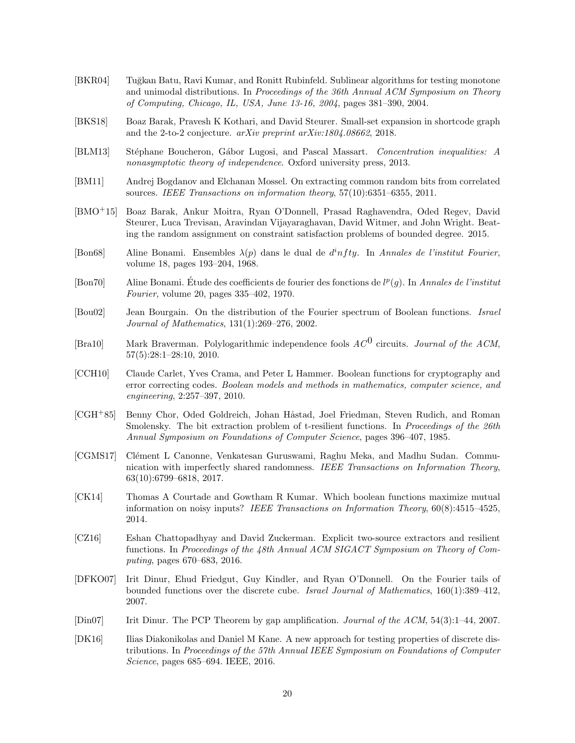[BKR04] Tuğkan Batu, Ravi Kumar, and Ronitt Rubinfeld. Sublinear algorithms for testing monotone and unimodal distributions. In *Proceedings of the 36th Annual ACM Symposium on Theory of Computing, Chicago, IL, USA, June 13-16, 2004*, pages 381–390, 2004.

[BKS18] Boaz Barak, Pravesh K Kothari, and David Steurer. Small-set expansion in shortcode graph and the 2-to-2 conjecture. *arXiv preprint arXiv:1804.08662*, 2018.

[BLM13] Stéphane Boucheron, Gábor Lugosi, and Pascal Massart. *Concentration inequalities: A nonasymptotic theory of independence*. Oxford university press, 2013.

[BM11] Andrej Bogdanov and Elchanan Mossel. On extracting common random bits from correlated sources. *IEEE Transactions on information theory*, 57(10):6351–6355, 2011.

[BMO+15] Boaz Barak, Ankur Moitra, Ryan O'Donnell, Prasad Raghavendra, Oded Regev, David Steurer, Luca Trevisan, Aravindan Vijayaraghavan, David Witmer, and John Wright. Beating the random assignment on constraint satisfaction problems of bounded degree. 2015.

[Bon68] Aline Bonami. Ensembles $\lambda(p)$ dans le dual de $d^i nfty$. In *Annales de l'institut Fourier*, volume 18, pages 193–204, 1968.

[Bon70] Aline Bonami. Étude des coefficients de fourier des fonctions de $l^p(g)$. In *Annales de l'institut Fourier*, volume 20, pages 335–402, 1970.

[Bou02] Jean Bourgain. On the distribution of the Fourier spectrum of Boolean functions. *Israel Journal of Mathematics*, 131(1):269–276, 2002.

[Bra10] Mark Braverman. Polylogarithmic independence fools $AC^0$ circuits. *Journal of the ACM*, 57(5):28:1–28:10, 2010.

[CCH10] Claude Carlet, Yves Crama, and Peter L Hammer. Boolean functions for cryptography and error correcting codes. *Boolean models and methods in mathematics, computer science, and engineering*, 2:257–397, 2010.

[CGH+85] Benny Chor, Oded Goldreich, Johan Håstad, Joel Friedman, Steven Rudich, and Roman Smolensky. The bit extraction problem of t-resilient functions. In *Proceedings of the 26th Annual Symposium on Foundations of Computer Science*, pages 396–407, 1985.

[CGMS17] Clément L Canonne, Venkatesan Guruswami, Raghu Meka, and Madhu Sudan. Communication with imperfectly shared randomness. *IEEE Transactions on Information Theory*, 63(10):6799–6818, 2017.

[CK14] Thomas A Courtade and Gowtham R Kumar. Which boolean functions maximize mutual information on noisy inputs? *IEEE Transactions on Information Theory*, 60(8):4515–4525, 2014.

[CZ16] Eshan Chattopadhyay and David Zuckerman. Explicit two-source extractors and resilient functions. In *Proceedings of the 48th Annual ACM SIGACT Symposium on Theory of Computing*, pages 670–683, 2016.

[DFKO07] Irit Dinur, Ehud Friedgut, Guy Kindler, and Ryan O'Donnell. On the Fourier tails of bounded functions over the discrete cube. *Israel Journal of Mathematics*, 160(1):389–412, 2007.

[Din07] Irit Dinur. The PCP Theorem by gap amplification. *Journal of the ACM*, 54(3):1–44, 2007.

[DK16] Ilias Diakonikolas and Daniel M Kane. A new approach for testing properties of discrete distributions. In *Proceedings of the 57th Annual IEEE Symposium on Foundations of Computer Science*, pages 685–694. IEEE, 2016.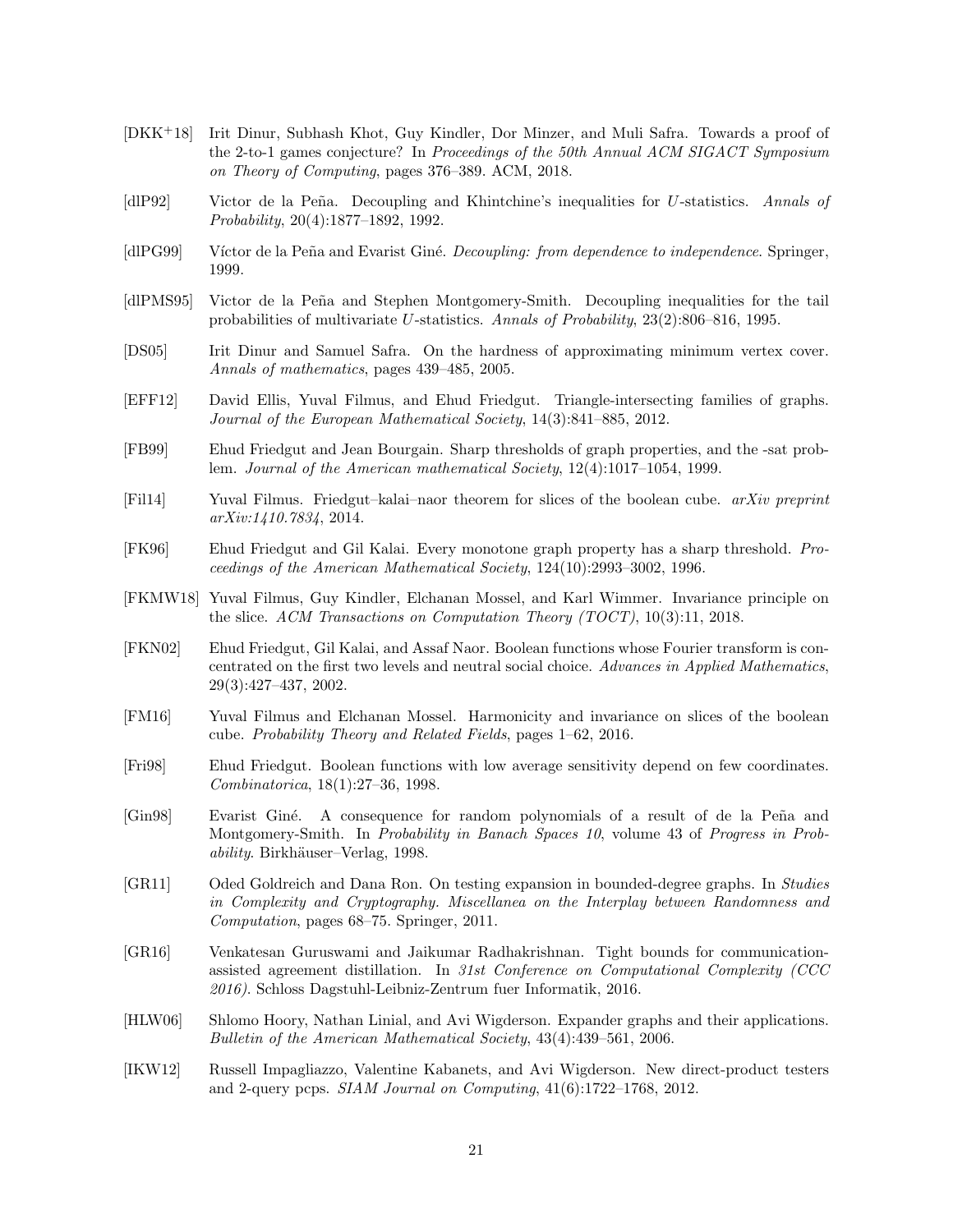[DKK⁺18] Irit Dinur, Subhash Khot, Guy Kindler, Dor Minzer, and Muli Safra. Towards a proof of the 2-to-1 games conjecture? In *Proceedings of the 50th Annual ACM SIGACT Symposium on Theory of Computing*, pages 376–389. ACM, 2018.

[dlP92] Victor de la Peña. Decoupling and Khintchine's inequalities for $U$-statistics. *Annals of Probability*, 20(4):1877–1892, 1992.

[dlPG99] Víctor de la Peña and Evarist Giné. *Decoupling: from dependence to independence*. Springer, 1999.

[dlPMS95] Victor de la Peña and Stephen Montgomery-Smith. Decoupling inequalities for the tail probabilities of multivariate $U$-statistics. *Annals of Probability*, 23(2):806–816, 1995.

[DS05] Irit Dinur and Samuel Safra. On the hardness of approximating minimum vertex cover. *Annals of mathematics*, pages 439–485, 2005.

[EFF12] David Ellis, Yuval Filmus, and Ehud Friedgut. Triangle-intersecting families of graphs. *Journal of the European Mathematical Society*, 14(3):841–885, 2012.

[FB99] Ehud Friedgut and Jean Bourgain. Sharp thresholds of graph properties, and the -sat problem. *Journal of the American mathematical Society*, 12(4):1017–1054, 1999.

[Fil14] Yuval Filmus. Friedgut–kalai–naor theorem for slices of the boolean cube. *arXiv preprint arXiv:1410.7834*, 2014.

[FK96] Ehud Friedgut and Gil Kalai. Every monotone graph property has a sharp threshold. *Proceedings of the American Mathematical Society*, 124(10):2993–3002, 1996.

[FKMW18] Yuval Filmus, Guy Kindler, Elchanan Mossel, and Karl Wimmer. Invariance principle on the slice. *ACM Transactions on Computation Theory (TOCT)*, 10(3):11, 2018.

[FKN02] Ehud Friedgut, Gil Kalai, and Assaf Naor. Boolean functions whose Fourier transform is concentrated on the first two levels and neutral social choice. *Advances in Applied Mathematics*, 29(3):427–437, 2002.

[FM16] Yuval Filmus and Elchanan Mossel. Harmonicity and invariance on slices of the boolean cube. *Probability Theory and Related Fields*, pages 1–62, 2016.

[Fri98] Ehud Friedgut. Boolean functions with low average sensitivity depend on few coordinates. *Combinatorica*, 18(1):27–36, 1998.

[Gin98] Evarist Giné. A consequence for random polynomials of a result of de la Peña and Montgomery-Smith. In *Probability in Banach Spaces 10*, volume 43 of *Progress in Probability*. Birkhäuser–Verlag, 1998.

[GR11] Oded Goldreich and Dana Ron. On testing expansion in bounded-degree graphs. In *Studies in Complexity and Cryptography. Miscellanea on the Interplay between Randomness and Computation*, pages 68–75. Springer, 2011.

[GR16] Venkatesan Guruswami and Jaikumar Radhakrishnan. Tight bounds for communication-assisted agreement distillation. In *31st Conference on Computational Complexity (CCC 2016)*. Schloss Dagstuhl-Leibniz-Zentrum fuer Informatik, 2016.

[HLW06] Shlomo Hoory, Nathan Linial, and Avi Wigderson. Expander graphs and their applications. *Bulletin of the American Mathematical Society*, 43(4):439–561, 2006.

[IKW12] Russell Impagliazzo, Valentine Kabanets, and Avi Wigderson. New direct-product testers and 2-query pcps. *SIAM Journal on Computing*, 41(6):1722–1768, 2012.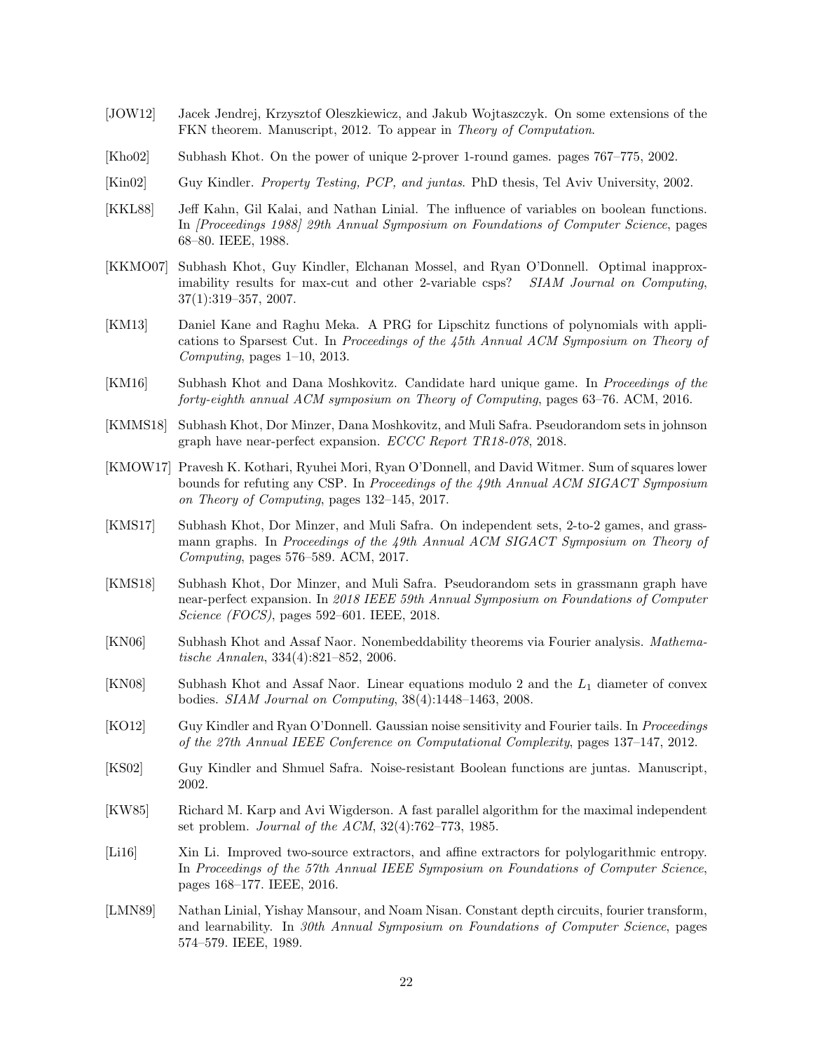[JOW12] Jacek Jendrej, Krzysztof Oleszkiewicz, and Jakub Wojtaszczyk. On some extensions of the FKN theorem. Manuscript, 2012. To appear in *Theory of Computation*.

[Kho02] Subhash Khot. On the power of unique 2-prover 1-round games. pages 767–775, 2002.

[Kin02] Guy Kindler. *Property Testing, PCP, and juntas*. PhD thesis, Tel Aviv University, 2002.

[KKL88] Jeff Kahn, Gil Kalai, and Nathan Linial. The influence of variables on boolean functions. In *[Proceedings 1988] 29th Annual Symposium on Foundations of Computer Science*, pages 68–80. IEEE, 1988.

[KKMO07] Subhash Khot, Guy Kindler, Elchanan Mossel, and Ryan O'Donnell. Optimal inapproximability results for max-cut and other 2-variable csps? *SIAM Journal on Computing*, 37(1):319–357, 2007.

[KM13] Daniel Kane and Raghu Meka. A PRG for Lipschitz functions of polynomials with applications to Sparsest Cut. In *Proceedings of the 45th Annual ACM Symposium on Theory of Computing*, pages 1–10, 2013.

[KM16] Subhash Khot and Dana Moshkovitz. Candidate hard unique game. In *Proceedings of the forty-eighth annual ACM symposium on Theory of Computing*, pages 63–76. ACM, 2016.

[KMMS18] Subhash Khot, Dor Minzer, Dana Moshkovitz, and Muli Safra. Pseudorandom sets in johnson graph have near-perfect expansion. *ECCC Report TR18-078*, 2018.

[KMOW17] Pravesh K. Kothari, Ryuhei Mori, Ryan O'Donnell, and David Witmer. Sum of squares lower bounds for refuting any CSP. In *Proceedings of the 49th Annual ACM SIGACT Symposium on Theory of Computing*, pages 132–145, 2017.

[KMS17] Subhash Khot, Dor Minzer, and Muli Safra. On independent sets, 2-to-2 games, and grassmann graphs. In *Proceedings of the 49th Annual ACM SIGACT Symposium on Theory of Computing*, pages 576–589. ACM, 2017.

[KMS18] Subhash Khot, Dor Minzer, and Muli Safra. Pseudorandom sets in grassmann graph have near-perfect expansion. In *2018 IEEE 59th Annual Symposium on Foundations of Computer Science (FOCS)*, pages 592–601. IEEE, 2018.

[KN06] Subhash Khot and Assaf Naor. Nonembeddability theorems via Fourier analysis. *Mathematische Annalen*, 334(4):821–852, 2006.

[KN08] Subhash Khot and Assaf Naor. Linear equations modulo 2 and the $L_1$ diameter of convex bodies. *SIAM Journal on Computing*, 38(4):1448–1463, 2008.

[KO12] Guy Kindler and Ryan O'Donnell. Gaussian noise sensitivity and Fourier tails. In *Proceedings of the 27th Annual IEEE Conference on Computational Complexity*, pages 137–147, 2012.

[KS02] Guy Kindler and Shmuel Safra. Noise-resistant Boolean functions are juntas. Manuscript, 2002.

[KW85] Richard M. Karp and Avi Wigderson. A fast parallel algorithm for the maximal independent set problem. *Journal of the ACM*, 32(4):762–773, 1985.

[Li16] Xin Li. Improved two-source extractors, and affine extractors for polylogarithmic entropy. In *Proceedings of the 57th Annual IEEE Symposium on Foundations of Computer Science*, pages 168–177. IEEE, 2016.

[LMN89] Nathan Linial, Yishay Mansour, and Noam Nisan. Constant depth circuits, fourier transform, and learnability. In *30th Annual Symposium on Foundations of Computer Science*, pages 574–579. IEEE, 1989.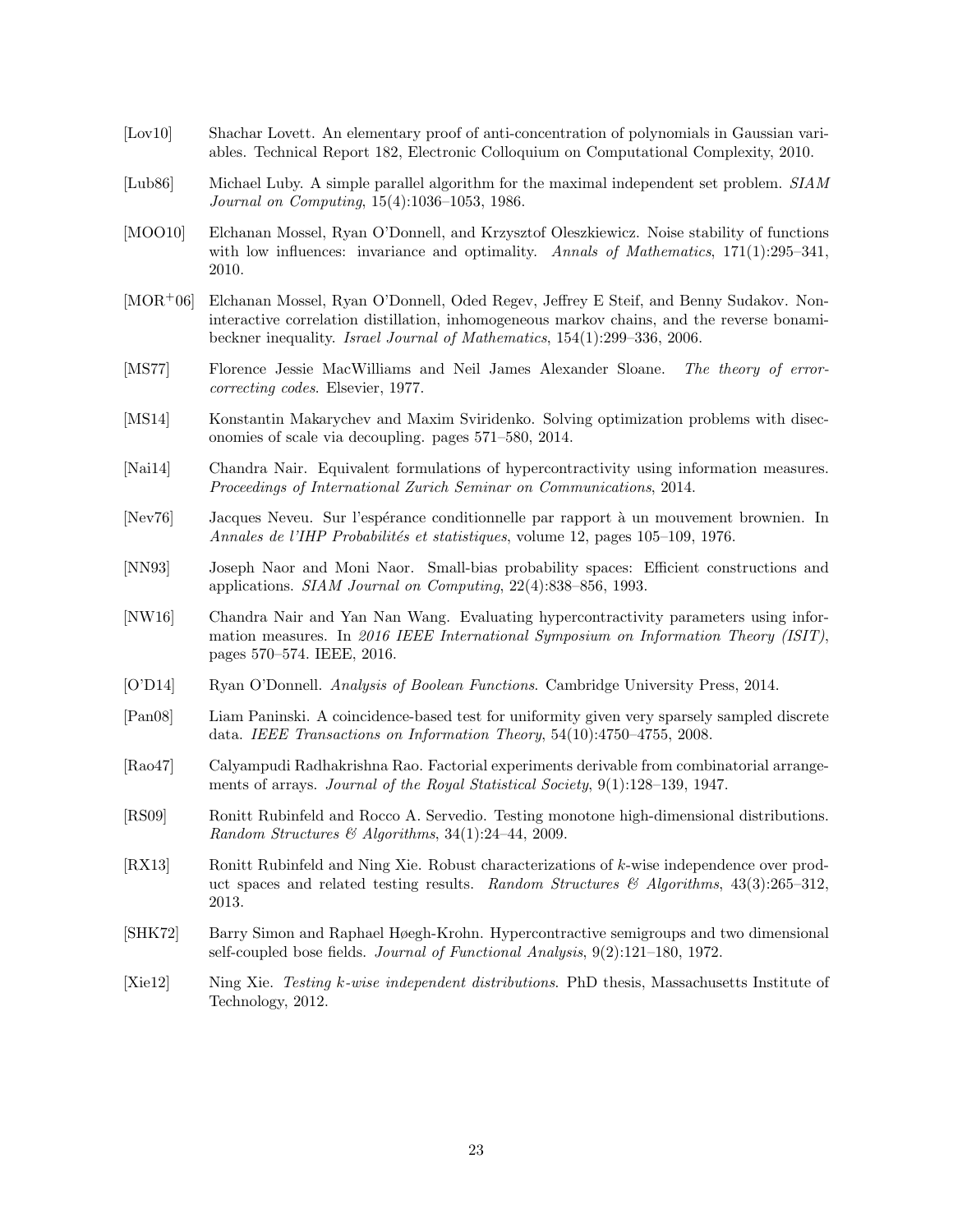[Lov10] Shachar Lovett. An elementary proof of anti-concentration of polynomials in Gaussian variables. Technical Report 182, Electronic Colloquium on Computational Complexity, 2010.

[Lub86] Michael Luby. A simple parallel algorithm for the maximal independent set problem. *SIAM Journal on Computing*, 15(4):1036–1053, 1986.

[MOO10] Elchanan Mossel, Ryan O'Donnell, and Krzysztof Oleszkiewicz. Noise stability of functions with low influences: invariance and optimality. *Annals of Mathematics*, 171(1):295–341, 2010.

[MOR+06] Elchanan Mossel, Ryan O'Donnell, Oded Regev, Jeffrey E Steif, and Benny Sudakov. Non-interactive correlation distillation, inhomogeneous markov chains, and the reverse bonami-beckner inequality. *Israel Journal of Mathematics*, 154(1):299–336, 2006.

[MS77] Florence Jessie MacWilliams and Neil James Alexander Sloane. *The theory of error-correcting codes*. Elsevier, 1977.

[MS14] Konstantin Makarychev and Maxim Sviridenko. Solving optimization problems with diseconomies of scale via decoupling. pages 571–580, 2014.

[Nai14] Chandra Nair. Equivalent formulations of hypercontractivity using information measures. *Proceedings of International Zurich Seminar on Communications*, 2014.

[Nev76] Jacques Neveu. Sur l'espérance conditionnelle par rapport à un mouvement brownien. In *Annales de l'IHP Probabilités et statistiques*, volume 12, pages 105–109, 1976.

[NN93] Joseph Naor and Moni Naor. Small-bias probability spaces: Efficient constructions and applications. *SIAM Journal on Computing*, 22(4):838–856, 1993.

[NW16] Chandra Nair and Yan Nan Wang. Evaluating hypercontractivity parameters using information measures. In *2016 IEEE International Symposium on Information Theory (ISIT)*, pages 570–574. IEEE, 2016.

[O'D14] Ryan O'Donnell. *Analysis of Boolean Functions*. Cambridge University Press, 2014.

[Pan08] Liam Paninski. A coincidence-based test for uniformity given very sparsely sampled discrete data. *IEEE Transactions on Information Theory*, 54(10):4750–4755, 2008.

[Rao47] Calyampudi Radhakrishna Rao. Factorial experiments derivable from combinatorial arrangements of arrays. *Journal of the Royal Statistical Society*, 9(1):128–139, 1947.

[RS09] Ronitt Rubinfeld and Rocco A. Servedio. Testing monotone high-dimensional distributions. *Random Structures & Algorithms*, 34(1):24–44, 2009.

[RX13] Ronitt Rubinfeld and Ning Xie. Robust characterizations of $k$-wise independence over product spaces and related testing results. *Random Structures & Algorithms*, 43(3):265–312, 2013.

[SHK72] Barry Simon and Raphael Høegh-Krohn. Hypercontractive semigroups and two dimensional self-coupled bose fields. *Journal of Functional Analysis*, 9(2):121–180, 1972.

[Xie12] Ning Xie. *Testing $k$-wise independent distributions*. PhD thesis, Massachusetts Institute of Technology, 2012.